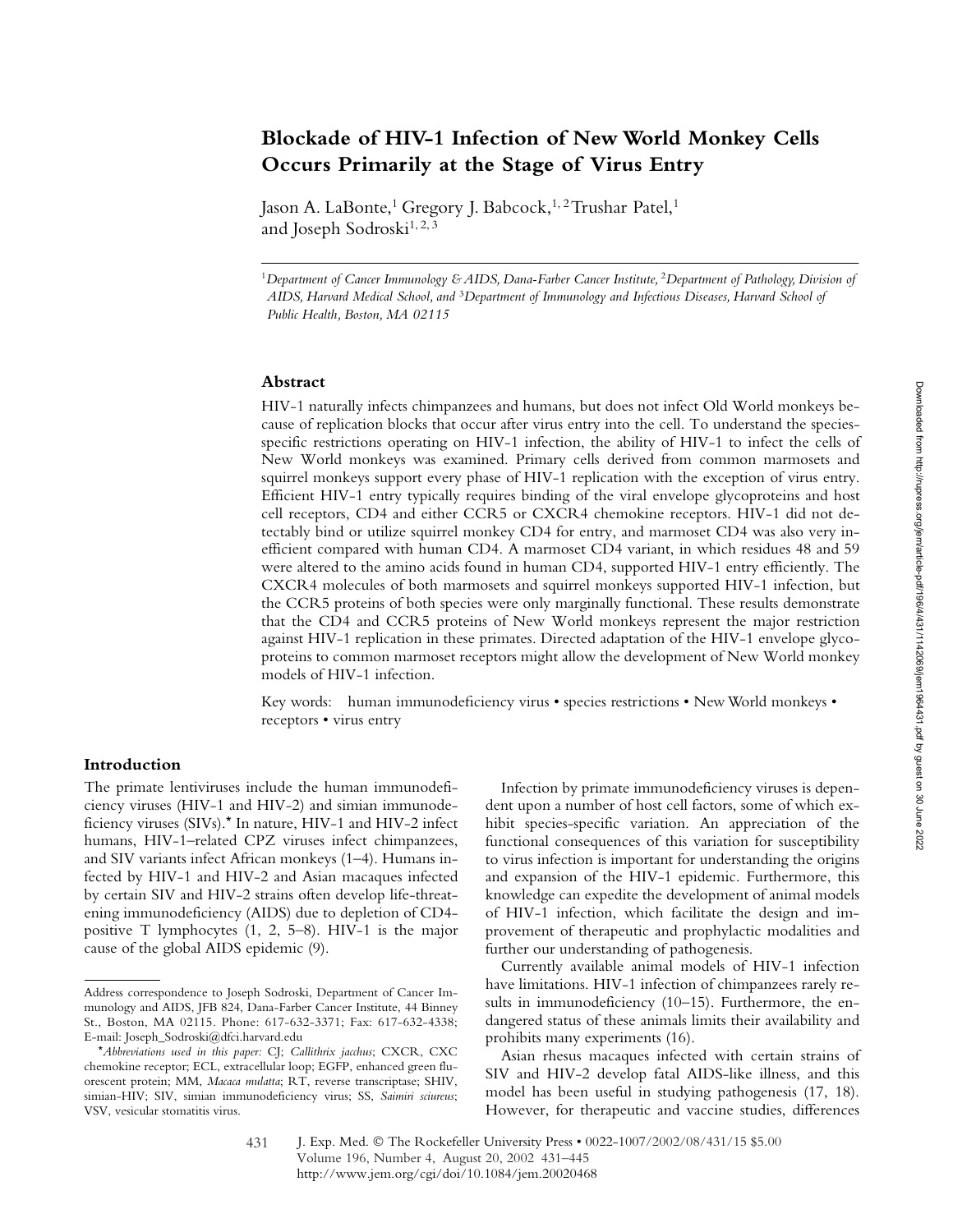# Blockade of HIV-1 Infection of New World Monkey Cells Occurs Primarily at the Stage of Virus Entry

Jason A. LaBonte,[1] Gregory J. Babcock,[1,2] Trushar Patel,[1] and Joseph Sodroski[1,2,3]

[1]*Department of Cancer Immunology & AIDS, Dana-Farber Cancer Institute,* [2]*Department of Pathology, Division of AIDS, Harvard Medical School, and* [3]*Department of Immunology and Infectious Diseases, Harvard School of Public Health, Boston, MA 02115*

## Abstract

HIV-1 naturally infects chimpanzees and humans, but does not infect Old World monkeys because of replication blocks that occur after virus entry into the cell. To understand the species-specific restrictions operating on HIV-1 infection, the ability of HIV-1 to infect the cells of New World monkeys was examined. Primary cells derived from common marmosets and squirrel monkeys support every phase of HIV-1 replication with the exception of virus entry. Efficient HIV-1 entry typically requires binding of the viral envelope glycoproteins and host cell receptors, CD4 and either CCR5 or CXCR4 chemokine receptors. HIV-1 did not detectably bind or utilize squirrel monkey CD4 for entry, and marmoset CD4 was also very inefficient compared with human CD4. A marmoset CD4 variant, in which residues 48 and 59 were altered to the amino acids found in human CD4, supported HIV-1 entry efficiently. The CXCR4 molecules of both marmosets and squirrel monkeys supported HIV-1 infection, but the CCR5 proteins of both species were only marginally functional. These results demonstrate that the CD4 and CCR5 proteins of New World monkeys represent the major restriction against HIV-1 replication in these primates. Directed adaptation of the HIV-1 envelope glycoproteins to common marmoset receptors might allow the development of New World monkey models of HIV-1 infection.

Key words: human immunodeficiency virus • species restrictions • New World monkeys • receptors • virus entry

## Introduction

The primate lentiviruses include the human immunodeficiency viruses (HIV-1 and HIV-2) and simian immunodeficiency viruses (SIVs).* In nature, HIV-1 and HIV-2 infect humans, HIV-1–related CPZ viruses infect chimpanzees, and SIV variants infect African monkeys (1–4). Humans infected by HIV-1 and HIV-2 and Asian macaques infected by certain SIV and HIV-2 strains often develop life-threatening immunodeficiency (AIDS) due to depletion of CD4-positive T lymphocytes (1, 2, 5–8). HIV-1 is the major cause of the global AIDS epidemic (9).

Infection by primate immunodeficiency viruses is dependent upon a number of host cell factors, some of which exhibit species-specific variation. An appreciation of the functional consequences of this variation for susceptibility to virus infection is important for understanding the origins and expansion of the HIV-1 epidemic. Furthermore, this knowledge can expedite the development of animal models of HIV-1 infection, which facilitate the design and improvement of therapeutic and prophylactic modalities and further our understanding of pathogenesis.

Currently available animal models of HIV-1 infection have limitations. HIV-1 infection of chimpanzees rarely results in immunodeficiency (10–15). Furthermore, the endangered status of these animals limits their availability and prohibits many experiments (16).

Asian rhesus macaques infected with certain strains of SIV and HIV-2 develop fatal AIDS-like illness, and this model has been useful in studying pathogenesis (17, 18). However, for therapeutic and vaccine studies, differences

---

Address correspondence to Joseph Sodroski, Department of Cancer Immunology and AIDS, JFB 824, Dana-Farber Cancer Institute, 44 Binney St., Boston, MA 02115. Phone: 617-632-3371; Fax: 617-632-4338; E-mail: Joseph_Sodroski@dfci.harvard.edu

**Abbreviations used in this paper:* CJ; *Callithrix jacchus*; CXCR, CXC chemokine receptor; ECL, extracellular loop; EGFP, enhanced green fluorescent protein; MM, *Macaca mulatta*; RT, reverse transcriptase; SHIV, simian-HIV; SIV, simian immunodeficiency virus; SS, *Saimiri sciureus*; VSV, vesicular stomatitis virus.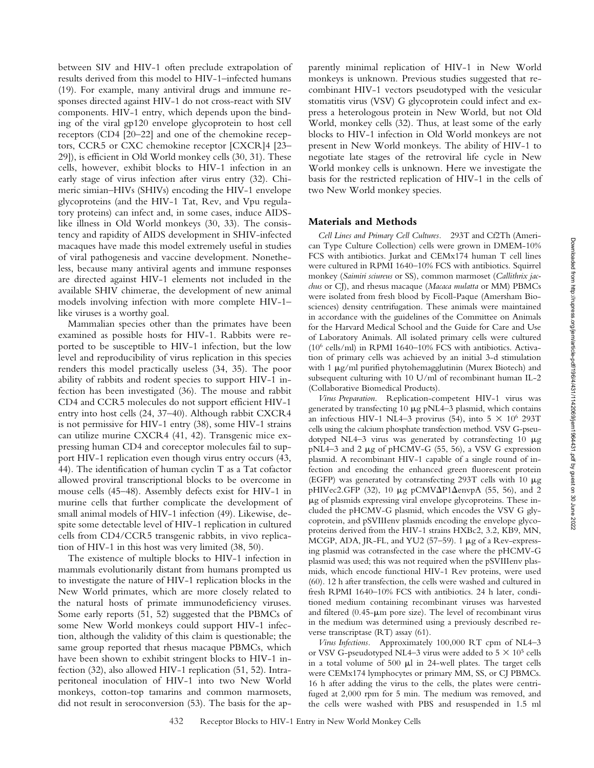between SIV and HIV-1 often preclude extrapolation of results derived from this model to HIV-1–infected humans (19). For example, many antiviral drugs and immune responses directed against HIV-1 do not cross-react with SIV components. HIV-1 entry, which depends upon the binding of the viral gp120 envelope glycoprotein to host cell receptors (CD4 [20–22] and one of the chemokine receptors, CCR5 or CXC chemokine receptor [CXCR]4 [23–29]), is efficient in Old World monkey cells (30, 31). These cells, however, exhibit blocks to HIV-1 infection in an early stage of virus infection after virus entry (32). Chimeric simian–HIVs (SHIVs) encoding the HIV-1 envelope glycoproteins (and the HIV-1 Tat, Rev, and Vpu regulatory proteins) can infect and, in some cases, induce AIDS-like illness in Old World monkeys (30, 33). The consistency and rapidity of AIDS development in SHIV-infected macaques have made this model extremely useful in studies of viral pathogenesis and vaccine development. Nonetheless, because many antiviral agents and immune responses are directed against HIV-1 elements not included in the available SHIV chimerae, the development of new animal models involving infection with more complete HIV-1–like viruses is a worthy goal.

Mammalian species other than the primates have been examined as possible hosts for HIV-1. Rabbits were reported to be susceptible to HIV-1 infection, but the low level and reproducibility of virus replication in this species renders this model practically useless (34, 35). The poor ability of rabbits and rodent species to support HIV-1 infection has been investigated (36). The mouse and rabbit CD4 and CCR5 molecules do not support efficient HIV-1 entry into host cells (24, 37–40). Although rabbit CXCR4 is not permissive for HIV-1 entry (38), some HIV-1 strains can utilize murine CXCR4 (41, 42). Transgenic mice expressing human CD4 and coreceptor molecules fail to support HIV-1 replication even though virus entry occurs (43, 44). The identification of human cyclin T as a Tat cofactor allowed proviral transcriptional blocks to be overcome in mouse cells (45–48). Assembly defects exist for HIV-1 in murine cells that further complicate the development of small animal models of HIV-1 infection (49). Likewise, despite some detectable level of HIV-1 replication in cultured cells from CD4/CCR5 transgenic rabbits, in vivo replication of HIV-1 in this host was very limited (38, 50).

The existence of multiple blocks to HIV-1 infection in mammals evolutionarily distant from humans prompted us to investigate the nature of HIV-1 replication blocks in the New World primates, which are more closely related to the natural hosts of primate immunodeficiency viruses. Some early reports (51, 52) suggested that the PBMCs of some New World monkeys could support HIV-1 infection, although the validity of this claim is questionable; the same group reported that rhesus macaque PBMCs, which have been shown to exhibit stringent blocks to HIV-1 infection (32), also allowed HIV-1 replication (51, 52). Intraperitoneal inoculation of HIV-1 into two New World monkeys, cotton-top tamarins and common marmosets, did not result in seroconversion (53). The basis for the apparently minimal replication of HIV-1 in New World monkeys is unknown. Previous studies suggested that recombinant HIV-1 vectors pseudotyped with the vesicular stomatitis virus (VSV) G glycoprotein could infect and express a heterologous protein in New World, but not Old World, monkey cells (32). Thus, at least some of the early blocks to HIV-1 infection in Old World monkeys are not present in New World monkeys. The ability of HIV-1 to negotiate late stages of the retroviral life cycle in New World monkey cells is unknown. Here we investigate the basis for the restricted replication of HIV-1 in the cells of two New World monkey species.

## Materials and Methods

*Cell Lines and Primary Cell Cultures.* 293T and Cf2Th (American Type Culture Collection) cells were grown in DMEM-10% FCS with antibiotics. Jurkat and CEMx174 human T cell lines were cultured in RPMI 1640–10% FCS with antibiotics. Squirrel monkey (*Saimiri sciureus* or SS), common marmoset (*Callithrix jacchus* or CJ), and rhesus macaque (*Macaca mulatta* or MM) PBMCs were isolated from fresh blood by Ficoll-Paque (Amersham Biosciences) density centrifugation. These animals were maintained in accordance with the guidelines of the Committee on Animals for the Harvard Medical School and the Guide for Care and Use of Laboratory Animals. All isolated primary cells were cultured ($10^6$ cells/ml) in RPMI 1640–10% FCS with antibiotics. Activation of primary cells was achieved by an initial 3-d stimulation with 1 μg/ml purified phytohemagglutinin (Murex Biotech) and subsequent culturing with 10 U/ml of recombinant human IL-2 (Collaborative Biomedical Products).

*Virus Preparation.* Replication-competent HIV-1 virus was generated by transfecting 10 μg pNL4–3 plasmid, which contains an infectious HIV-1 NL4–3 provirus (54), into $5 \times 10^6$ 293T cells using the calcium phosphate transfection method. VSV G-pseudotyped NL4–3 virus was generated by cotransfecting 10 μg pNL4–3 and 2 μg of pHCMV-G (55, 56), a VSV G expression plasmid. A recombinant HIV-1 capable of a single round of infection and encoding the enhanced green fluorescent protein (EGFP) was generated by cotransfecting 293T cells with 10 μg pHIVec2.GFP (32), 10 μg pCMVΔP1ΔenvpA (55, 56), and 2 μg of plasmids expressing viral envelope glycoproteins. These included the pHCMV-G plasmid, which encodes the VSV G glycoprotein, and pSVIIIenv plasmids encoding the envelope glycoproteins derived from the HIV-1 strains HXBc2, 3.2, KB9, MN, MCGP, ADA, JR-FL, and YU2 (57–59). 1 μg of a Rev-expressing plasmid was cotransfected in the case where the pHCMV-G plasmid was used; this was not required when the pSVIIIenv plasmids, which encode functional HIV-1 Rev proteins, were used (60). 12 h after transfection, the cells were washed and cultured in fresh RPMI 1640–10% FCS with antibiotics. 24 h later, conditioned medium containing recombinant viruses was harvested and filtered (0.45-μm pore size). The level of recombinant virus in the medium was determined using a previously described reverse transcriptase (RT) assay (61).

*Virus Infections.* Approximately 100,000 RT cpm of NL4–3 or VSV G-pseudotyped NL4–3 virus were added to $5 \times 10^5$ cells in a total volume of 500 μl in 24-well plates. The target cells were CEMx174 lymphocytes or primary MM, SS, or CJ PBMCs. 16 h after adding the virus to the cells, the plates were centrifuged at 2,000 rpm for 5 min. The medium was removed, and the cells were washed with PBS and resuspended in 1.5 ml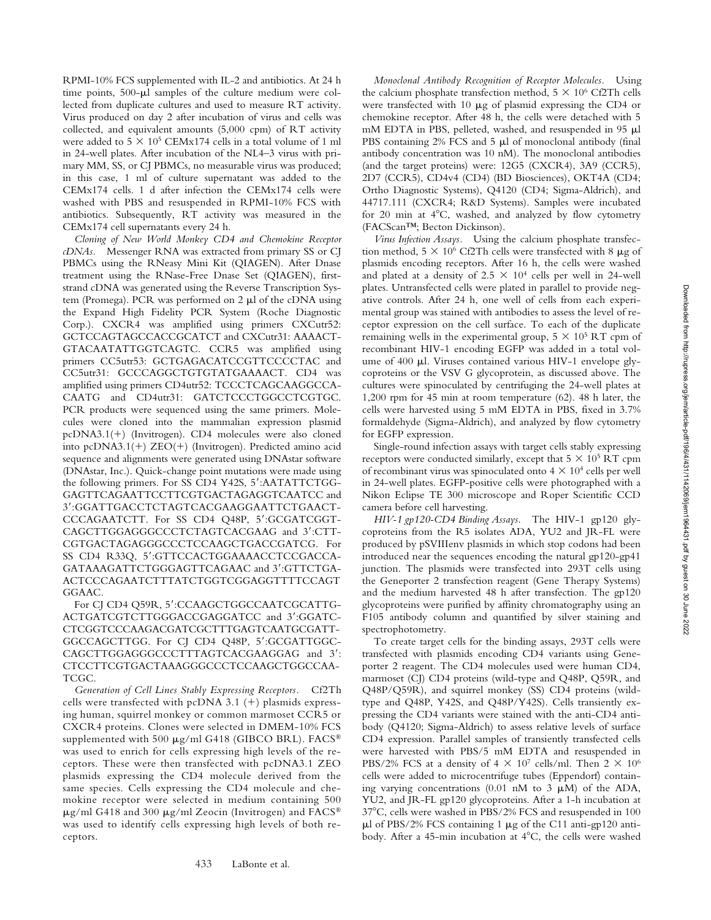RPMI-10% FCS supplemented with IL-2 and antibiotics. At 24 h time points, 500-μl samples of the culture medium were collected from duplicate cultures and used to measure RT activity. Virus produced on day 2 after incubation of virus and cells was collected, and equivalent amounts (5,000 cpm) of RT activity were added to $5 \times 10^5$ CEMx174 cells in a total volume of 1 ml in 24-well plates. After incubation of the NL4–3 virus with primary MM, SS, or CJ PBMCs, no measurable virus was produced; in this case, 1 ml of culture supernatant was added to the CEMx174 cells. 1 d after infection the CEMx174 cells were washed with PBS and resuspended in RPMI-10% FCS with antibiotics. Subsequently, RT activity was measured in the CEMx174 cell supernatants every 24 h.

*Cloning of New World Monkey CD4 and Chemokine Receptor cDNAs.* Messenger RNA was extracted from primary SS or CJ PBMCs using the RNeasy Mini Kit (QIAGEN). After Dnase treatment using the RNase-Free Dnase Set (QIAGEN), first-strand cDNA was generated using the Reverse Transcription System (Promega). PCR was performed on 2 μl of the cDNA using the Expand High Fidelity PCR System (Roche Diagnostic Corp.). CXCR4 was amplified using primers CXCutr52: GCTCCAGTAGCCACCGCATCT and CXCutr31: AAAACT-GTACAATATTGGTCAGTC. CCR5 was amplified using primers CC5utr53: GCTGAGACATCCGTTCCCCTAC and CC5utr31: GCCCAGGCTGTGTATGAAAACT. CD4 was amplified using primers CD4utr52: TCCCTCAGCAAGGCCA-CAATG and CD4utr31: GATCTCCCTGGCCTCGTGC. PCR products were sequenced using the same primers. Molecules were cloned into the mammalian expression plasmid pcDNA3.1(+) (Invitrogen). CD4 molecules were also cloned into pcDNA3.1(+) ZEO(+) (Invitrogen). Predicted amino acid sequence and alignments were generated using DNAstar software (DNAstar, Inc.). Quick-change point mutations were made using the following primers. For SS CD4 Y42S, 5′:AATATTCTGG-GAGTTCAGAATTCCTTCGTGACTAGAGGTCAATCC and 3′:GGATTGACCTCTAGTCACGAAGGAATTCTGAACT-CCCAGAATCTT. For SS CD4 Q48P, 5′:GCGATCGGT-CAGCTTGGAGGGCCCTCTAGTCACGAAG and 3′:CTT-CGTGACTAGAGGGCCCTCCAAGCTGACCGATCG. For SS CD4 R33Q, 5′:GTTCCACTGGAAAACCTCCGACCA-GATAAAGATTCTGGGAGTTCAGAAC and 3′:GTTCTGA-ACTCCCAGAATCTTTATCTGGTCGGAGGTTTTCCAGT GGAAC.

For CJ CD4 Q59R, 5′:CCAAGCTGGCCAATCGCATTG-ACTGATCGTCTTGGGACCGAGGATCC and 3′:GGATC-CTCGGTCCCAAGACGATCGCTTTGAGTCAATGCGATT-GGCCAGCTTGG. For CJ CD4 Q48P, 5′:GCGATTGGC-CAGCTTGGAGGGCCCTTTAGTCACGAAGGAG and 3′: CTCCTTCGTGACTAAAGGGCCCTCCAAGCTGGCCAA-TCGC.

*Generation of Cell Lines Stably Expressing Receptors.* Cf2Th cells were transfected with pcDNA 3.1 (+) plasmids expressing human, squirrel monkey or common marmoset CCR5 or CXCR4 proteins. Clones were selected in DMEM-10% FCS supplemented with 500 μg/ml G418 (GIBCO BRL). FACS® was used to enrich for cells expressing high levels of the receptors. These were then transfected with pcDNA3.1 ZEO plasmids expressing the CD4 molecule derived from the same species. Cells expressing the CD4 molecule and chemokine receptor were selected in medium containing 500 μg/ml G418 and 300 μg/ml Zeocin (Invitrogen) and FACS® was used to identify cells expressing high levels of both receptors.

*Monoclonal Antibody Recognition of Receptor Molecules.* Using the calcium phosphate transfection method, $5 \times 10^6$ Cf2Th cells were transfected with 10 μg of plasmid expressing the CD4 or chemokine receptor. After 48 h, the cells were detached with 5 mM EDTA in PBS, pelleted, washed, and resuspended in 95 μl PBS containing 2% FCS and 5 μl of monoclonal antibody (final antibody concentration was 10 nM). The monoclonal antibodies (and the target proteins) were: 12G5 (CXCR4), 3A9 (CCR5), 2D7 (CCR5), CD4v4 (CD4) (BD Biosciences), OKT4A (CD4; Ortho Diagnostic Systems), Q4120 (CD4; Sigma-Aldrich), and 44717.111 (CXCR4; R&D Systems). Samples were incubated for 20 min at 4°C, washed, and analyzed by flow cytometry (FACScan™; Becton Dickinson).

*Virus Infection Assays.* Using the calcium phosphate transfection method, $5 \times 10^6$ Cf2Th cells were transfected with 8 μg of plasmids encoding receptors. After 16 h, the cells were washed and plated at a density of $2.5 \times 10^4$ cells per well in 24-well plates. Untransfected cells were plated in parallel to provide negative controls. After 24 h, one well of cells from each experimental group was stained with antibodies to assess the level of receptor expression on the cell surface. To each of the duplicate remaining wells in the experimental group, $5 \times 10^5$ RT cpm of recombinant HIV-1 encoding EGFP was added in a total volume of 400 μl. Viruses contained various HIV-1 envelope glycoproteins or the VSV G glycoprotein, as discussed above. The cultures were spinoculated by centrifuging the 24-well plates at 1,200 rpm for 45 min at room temperature (62). 48 h later, the cells were harvested using 5 mM EDTA in PBS, fixed in 3.7% formaldehyde (Sigma-Aldrich), and analyzed by flow cytometry for EGFP expression.

Single-round infection assays with target cells stably expressing receptors were conducted similarly, except that $5 \times 10^5$ RT cpm of recombinant virus was spinoculated onto $4 \times 10^4$ cells per well in 24-well plates. EGFP-positive cells were photographed with a Nikon Eclipse TE 300 microscope and Roper Scientific CCD camera before cell harvesting.

*HIV-1 gp120-CD4 Binding Assays.* The HIV-1 gp120 glycoproteins from the R5 isolates ADA, YU2 and JR-FL were produced by pSVIIIenv plasmids in which stop codons had been introduced near the sequences encoding the natural gp120-gp41 junction. The plasmids were transfected into 293T cells using the Geneporter 2 transfection reagent (Gene Therapy Systems) and the medium harvested 48 h after transfection. The gp120 glycoproteins were purified by affinity chromatography using an F105 antibody column and quantified by silver staining and spectrophotometry.

To create target cells for the binding assays, 293T cells were transfected with plasmids encoding CD4 variants using Geneporter 2 reagent. The CD4 molecules used were human CD4, marmoset (CJ) CD4 proteins (wild-type and Q48P, Q59R, and Q48P/Q59R), and squirrel monkey (SS) CD4 proteins (wild-type and Q48P, Y42S, and Q48P/Y42S). Cells transiently expressing the CD4 variants were stained with the anti-CD4 antibody (Q4120; Sigma-Aldrich) to assess relative levels of surface CD4 expression. Parallel samples of transiently transfected cells were harvested with PBS/5 mM EDTA and resuspended in PBS/2% FCS at a density of $4 \times 10^7$ cells/ml. Then $2 \times 10^6$ cells were added to microcentrifuge tubes (Eppendorf) containing varying concentrations (0.01 nM to 3 μM) of the ADA, YU2, and JR-FL gp120 glycoproteins. After a 1-h incubation at 37°C, cells were washed in PBS/2% FCS and resuspended in 100 μl of PBS/2% FCS containing 1 μg of the C11 anti-gp120 antibody. After a 45-min incubation at 4°C, the cells were washed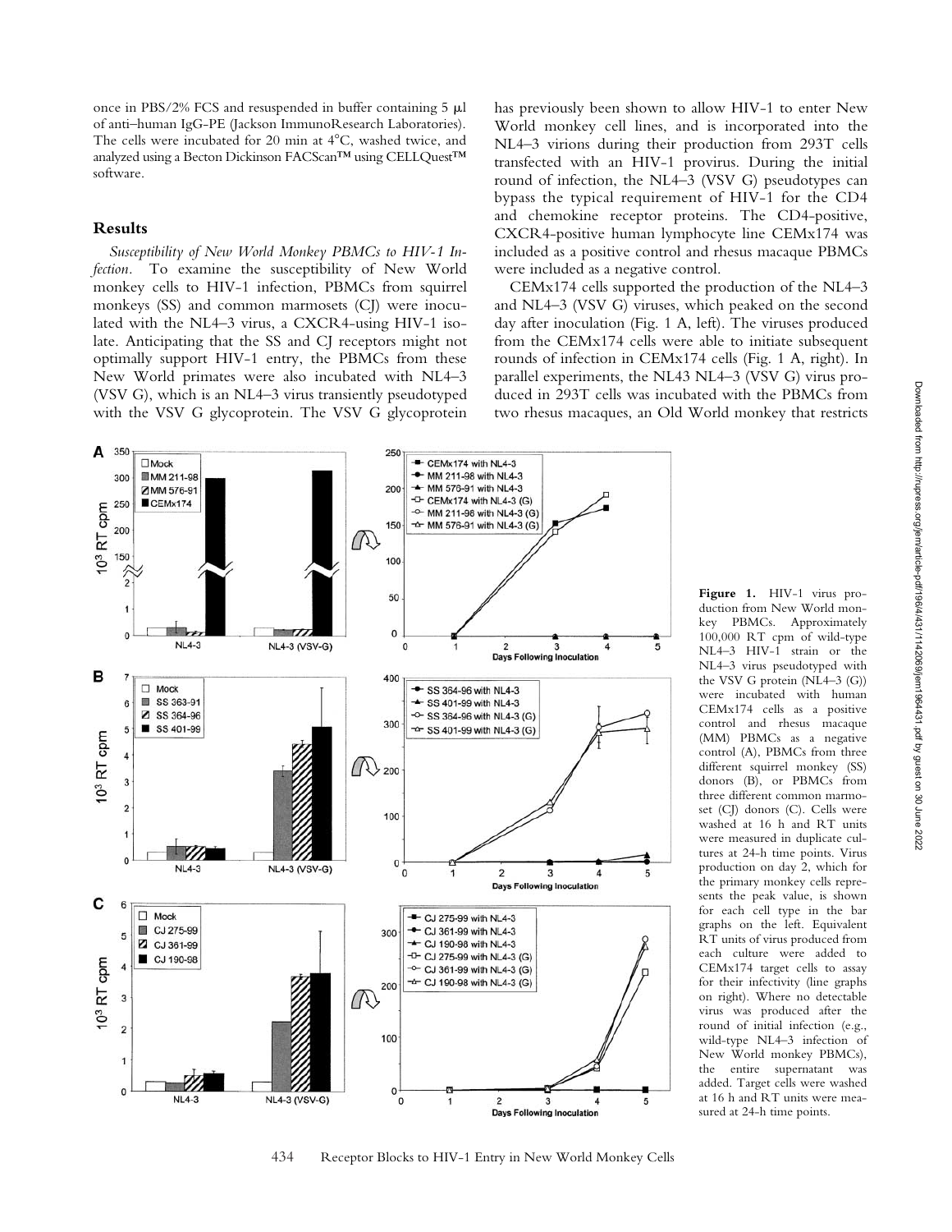once in PBS/2% FCS and resuspended in buffer containing 5 μl of anti–human IgG-PE (Jackson ImmunoResearch Laboratories). The cells were incubated for 20 min at 4°C, washed twice, and analyzed using a Becton Dickinson FACScan™ using CELLQuest™ software.

## Results

*Susceptibility of New World Monkey PBMCs to HIV-1 Infection.* To examine the susceptibility of New World monkey cells to HIV-1 infection, PBMCs from squirrel monkeys (SS) and common marmosets (CJ) were inoculated with the NL4–3 virus, a CXCR4-using HIV-1 isolate. Anticipating that the SS and CJ receptors might not optimally support HIV-1 entry, the PBMCs from these New World primates were also incubated with NL4–3 (VSV G), which is an NL4–3 virus transiently pseudotyped with the VSV G glycoprotein. The VSV G glycoprotein has previously been shown to allow HIV-1 to enter New World monkey cell lines, and is incorporated into the NL4–3 virions during their production from 293T cells transfected with an HIV-1 provirus. During the initial round of infection, the NL4–3 (VSV G) pseudotypes can bypass the typical requirement of HIV-1 for the CD4 and chemokine receptor proteins. The CD4-positive, CXCR4-positive human lymphocyte line CEMx174 was included as a positive control and rhesus macaque PBMCs were included as a negative control.

CEMx174 cells supported the production of the NL4–3 and NL4–3 (VSV G) viruses, which peaked on the second day after inoculation (Fig. 1 A, left). The viruses produced from the CEMx174 cells were able to initiate subsequent rounds of infection in CEMx174 cells (Fig. 1 A, right). In parallel experiments, the NL43 NL4–3 (VSV G) virus produced in 293T cells was incubated with the PBMCs from two rhesus macaques, an Old World monkey that restricts

**Figure 1.** HIV-1 virus production from New World monkey PBMCs. Approximately 100,000 RT cpm of wild-type NL4–3 HIV-1 strain or the NL4–3 virus pseudotyped with the VSV G protein (NL4–3 (G)) were incubated with human CEMx174 cells as a positive control and rhesus macaque (MM) PBMCs as a negative control (A), PBMCs from three different squirrel monkey (SS) donors (B), or PBMCs from three different common marmoset (CJ) donors (C). Cells were washed at 16 h and RT units were measured in duplicate cultures at 24-h time points. Virus production on day 2, which for the primary monkey cells represents the peak value, is shown for each cell type in the bar graphs on the left. Equivalent RT units of virus produced from each culture were added to CEMx174 target cells to assay for their infectivity (line graphs on right). Where no detectable virus was produced after the round of initial infection (e.g., wild-type NL4–3 infection of New World monkey PBMCs), the entire supernatant was added. Target cells were washed at 16 h and RT units were measured at 24-h time points.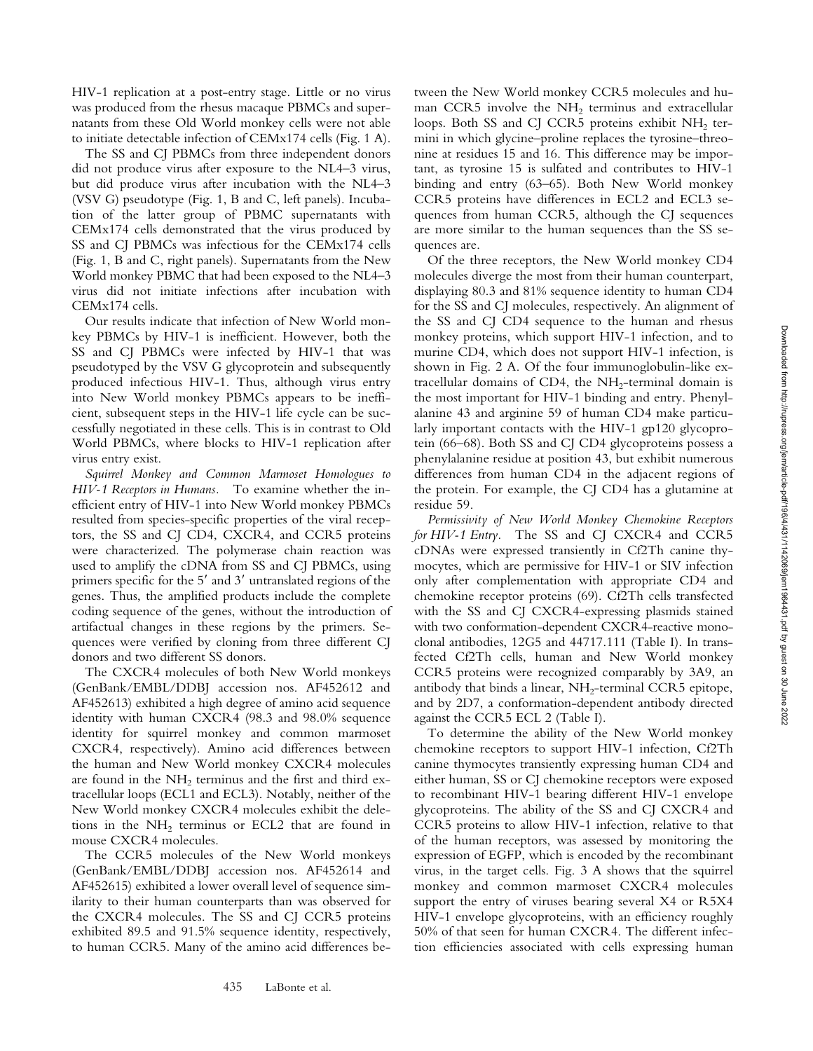HIV-1 replication at a post-entry stage. Little or no virus was produced from the rhesus macaque PBMCs and supernatants from these Old World monkey cells were not able to initiate detectable infection of CEMx174 cells (Fig. 1 A).

The SS and CJ PBMCs from three independent donors did not produce virus after exposure to the NL4–3 virus, but did produce virus after incubation with the NL4–3 (VSV G) pseudotype (Fig. 1, B and C, left panels). Incubation of the latter group of PBMC supernatants with CEMx174 cells demonstrated that the virus produced by SS and CJ PBMCs was infectious for the CEMx174 cells (Fig. 1, B and C, right panels). Supernatants from the New World monkey PBMC that had been exposed to the NL4–3 virus did not initiate infections after incubation with CEMx174 cells.

Our results indicate that infection of New World monkey PBMCs by HIV-1 is inefficient. However, both the SS and CJ PBMCs were infected by HIV-1 that was pseudotyped by the VSV G glycoprotein and subsequently produced infectious HIV-1. Thus, although virus entry into New World monkey PBMCs appears to be inefficient, subsequent steps in the HIV-1 life cycle can be successfully negotiated in these cells. This is in contrast to Old World PBMCs, where blocks to HIV-1 replication after virus entry exist.

*Squirrel Monkey and Common Marmoset Homologues to HIV-1 Receptors in Humans.* To examine whether the inefficient entry of HIV-1 into New World monkey PBMCs resulted from species-specific properties of the viral receptors, the SS and CJ CD4, CXCR4, and CCR5 proteins were characterized. The polymerase chain reaction was used to amplify the cDNA from SS and CJ PBMCs, using primers specific for the 5′ and 3′ untranslated regions of the genes. Thus, the amplified products include the complete coding sequence of the genes, without the introduction of artifactual changes in these regions by the primers. Sequences were verified by cloning from three different CJ donors and two different SS donors.

The CXCR4 molecules of both New World monkeys (GenBank/EMBL/DDBJ accession nos. AF452612 and AF452613) exhibited a high degree of amino acid sequence identity with human CXCR4 (98.3 and 98.0% sequence identity for squirrel monkey and common marmoset CXCR4, respectively). Amino acid differences between the human and New World monkey CXCR4 molecules are found in the $NH_2$ terminus and the first and third extracellular loops (ECL1 and ECL3). Notably, neither of the New World monkey CXCR4 molecules exhibit the deletions in the $NH_2$ terminus or ECL2 that are found in mouse CXCR4 molecules.

The CCR5 molecules of the New World monkeys (GenBank/EMBL/DDBJ accession nos. AF452614 and AF452615) exhibited a lower overall level of sequence similarity to their human counterparts than was observed for the CXCR4 molecules. The SS and CJ CCR5 proteins exhibited 89.5 and 91.5% sequence identity, respectively, to human CCR5. Many of the amino acid differences between the New World monkey CCR5 molecules and human CCR5 involve the $NH_2$ terminus and extracellular loops. Both SS and CJ CCR5 proteins exhibit $NH_2$ termini in which glycine–proline replaces the tyrosine–threonine at residues 15 and 16. This difference may be important, as tyrosine 15 is sulfated and contributes to HIV-1 binding and entry (63–65). Both New World monkey CCR5 proteins have differences in ECL2 and ECL3 sequences from human CCR5, although the CJ sequences are more similar to the human sequences than the SS sequences are.

Of the three receptors, the New World monkey CD4 molecules diverge the most from their human counterpart, displaying 80.3 and 81% sequence identity to human CD4 for the SS and CJ molecules, respectively. An alignment of the SS and CJ CD4 sequence to the human and rhesus monkey proteins, which support HIV-1 infection, and to murine CD4, which does not support HIV-1 infection, is shown in Fig. 2 A. Of the four immunoglobulin-like extracellular domains of CD4, the $NH_2$-terminal domain is the most important for HIV-1 binding and entry. Phenylalanine 43 and arginine 59 of human CD4 make particularly important contacts with the HIV-1 gp120 glycoprotein (66–68). Both SS and CJ CD4 glycoproteins possess a phenylalanine residue at position 43, but exhibit numerous differences from human CD4 in the adjacent regions of the protein. For example, the CJ CD4 has a glutamine at residue 59.

*Permissivity of New World Monkey Chemokine Receptors for HIV-1 Entry.* The SS and CJ CXCR4 and CCR5 cDNAs were expressed transiently in Cf2Th canine thymocytes, which are permissive for HIV-1 or SIV infection only after complementation with appropriate CD4 and chemokine receptor proteins (69). Cf2Th cells transfected with the SS and CJ CXCR4-expressing plasmids stained with two conformation-dependent CXCR4-reactive monoclonal antibodies, 12G5 and 44717.111 (Table I). In transfected Cf2Th cells, human and New World monkey CCR5 proteins were recognized comparably by 3A9, an antibody that binds a linear, $NH_2$-terminal CCR5 epitope, and by 2D7, a conformation-dependent antibody directed against the CCR5 ECL 2 (Table I).

To determine the ability of the New World monkey chemokine receptors to support HIV-1 infection, Cf2Th canine thymocytes transiently expressing human CD4 and either human, SS or CJ chemokine receptors were exposed to recombinant HIV-1 bearing different HIV-1 envelope glycoproteins. The ability of the SS and CJ CXCR4 and CCR5 proteins to allow HIV-1 infection, relative to that of the human receptors, was assessed by monitoring the expression of EGFP, which is encoded by the recombinant virus, in the target cells. Fig. 3 A shows that the squirrel monkey and common marmoset CXCR4 molecules support the entry of viruses bearing several X4 or R5X4 HIV-1 envelope glycoproteins, with an efficiency roughly 50% of that seen for human CXCR4. The different infection efficiencies associated with cells expressing human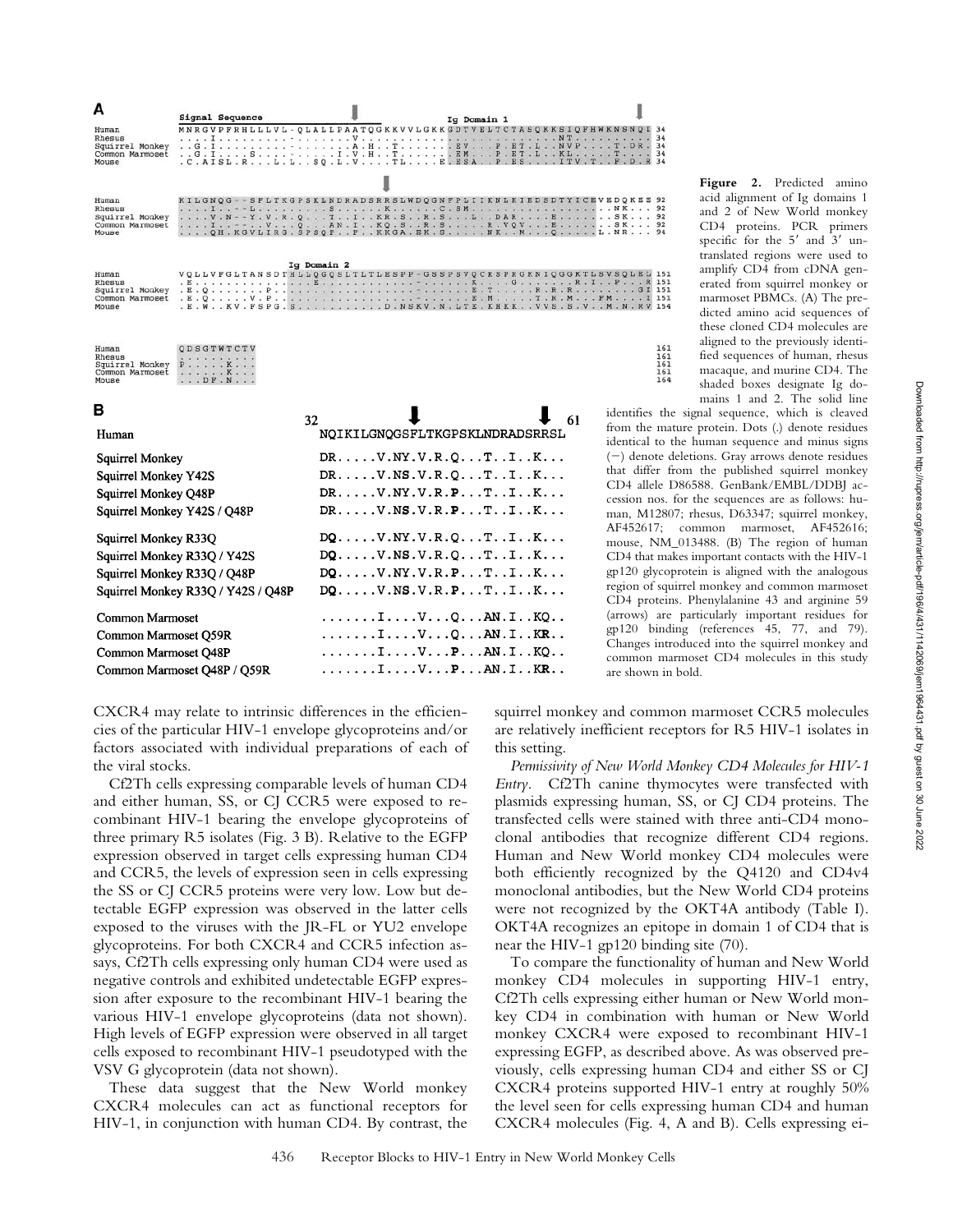**A**

```
                Signal Sequence                              Ig Domain 1
Human           MNRGVPFRHLLLVL-QLALLPAATQGKKVVLGKKGDTVELTCTASQKKSIQFHWKNSNQI 34
Rhesus          ....I.........-.......V...........................NT........ 34
Squirrel Monkey ..G.I.........-.......A.H..T.......EV...P.ET.L..NVP.....T.DR. 34
Common Marmoset ..G.I....S....-.......I.V.H..T.......EM...P.ET.L..KL.....T.... 34
Mouse           .C.AISL.R...L.L..SQ.L.V.....TL.....E.ESA...P.ES....ITV.T..F.D.R 34

Human           KILGNQG--SFLTKGPSKLNDRADSRRSLWDQGNFPLIIKNLKIEDSDTYICEVEDQKEE 92
Rhesus          ....I..--L.........S......K.......C.SM.....................NK... 92
Squirrel Monkey ....V.N--Y.V.R.Q...T..I..KR.S..R.S.....L..DAR.....E.......SK... 92
Common Marmoset ....I..--...V...Q...AN.I..KQ.S..R.S......R.VQV....E.......SK... 92
Mouse           ....QH.KGVLIRG.SPSQF..F..KKGA.EK.S.....NK...M....Q......L.NR... 94

                               Ig Domain 2
Human           VQLLVFGLTANSDTHLLQGQSLTLTLESPP-GSSPSVQCRSPRGKNIQGGKTLSVSQLEL 151
Rhesus          .E..............E.............-......K......G........R.I..P...R 151
Squirrel Monkey .E.Q.......P.....................-.....E.T.......R.R.R........GI 151
Common Marmoset .E.Q.....V.P.....................-.....E.M.......T.R.M...FM.....I 151
Mouse           .E.W..KV.FSPG.S.............D.NSKV.N.LTE.KHKK..VVS.S.V..M.N.RV 154

Human           QDSGTWTCTV                                                   161
Rhesus          ..........                                                   161
Squirrel Monkey P.....K...                                                   161
Common Marmoset ......K...                                                   161
Mouse           ...DF.N...                                                   164
```

**B**

| | 32 — 61 |
|---|---|
| Human | NQIKILGNQGSFLTKGPSKLNDRADSRRSL |
| Squirrel Monkey | DR.....V.NY.V.R.Q...T..I..K... |
| Squirrel Monkey Y42S | DR.....V.NS.V.R.Q...T..I..K... |
| Squirrel Monkey Q48P | DR.....V.NY.V.R.**P**...T..I..K... |
| Squirrel Monkey Y42S / Q48P | DR.....V.NS.V.R.**P**...T..I..K... |
| Squirrel Monkey R33Q | D**Q**.....V.NY.V.R.Q...T..I..K... |
| Squirrel Monkey R33Q / Y42S | D**Q**.....V.NS.V.R.Q...T..I..K... |
| Squirrel Monkey R33Q / Q48P | D**Q**.....V.NY.V.R.**P**...T..I..K... |
| Squirrel Monkey R33Q / Y42S / Q48P | D**Q**.....V.NS.V.R.**P**...T..I..K... |
| Common Marmoset | .......I....V...Q...AN.I..KQ.. |
| Common Marmoset Q59R | .......I....V...Q...AN.I..K**R**.. |
| Common Marmoset Q48P | .......I....V...**P**...AN.I..KQ.. |
| Common Marmoset Q48P / Q59R | .......I....V...**P**...AN.I..K**R**.. |

**Figure 2.** Predicted amino acid alignment of Ig domains 1 and 2 of New World monkey CD4 proteins. PCR primers specific for the 5′ and 3′ untranslated regions were used to amplify CD4 from cDNA generated from squirrel monkey or marmoset PBMCs. (A) The predicted amino acid sequences of these cloned CD4 molecules are aligned to the previously identified sequences of human, rhesus macaque, and murine CD4. The shaded boxes designate Ig domains 1 and 2. The solid line identifies the signal sequence, which is cleaved from the mature protein. Dots (.) denote residues identical to the human sequence and minus signs (−) denote deletions. Gray arrows denote residues that differ from the published squirrel monkey CD4 allele D86588. GenBank/EMBL/DDBJ accession nos. for the sequences are as follows: human, M12807; rhesus, D63347; squirrel monkey, AF452617; common marmoset, AF452616; mouse, NM_013488. (B) The region of human CD4 that makes important contacts with the HIV-1 gp120 glycoprotein is aligned with the analogous region of squirrel monkey and common marmoset CD4 proteins. Phenylalanine 43 and arginine 59 (arrows) are particularly important residues for gp120 binding (references 45, 77, and 79). Changes introduced into the squirrel monkey and common marmoset CD4 molecules in this study are shown in bold.

CXCR4 may relate to intrinsic differences in the efficiencies of the particular HIV-1 envelope glycoproteins and/or factors associated with individual preparations of each of the viral stocks.

Cf2Th cells expressing comparable levels of human CD4 and either human, SS, or CJ CCR5 were exposed to recombinant HIV-1 bearing the envelope glycoproteins of three primary R5 isolates (Fig. 3 B). Relative to the EGFP expression observed in target cells expressing human CD4 and CCR5, the levels of expression seen in cells expressing the SS or CJ CCR5 proteins were very low. Low but detectable EGFP expression was observed in the latter cells exposed to the viruses with the JR-FL or YU2 envelope glycoproteins. For both CXCR4 and CCR5 infection assays, Cf2Th cells expressing only human CD4 were used as negative controls and exhibited undetectable EGFP expression after exposure to the recombinant HIV-1 bearing the various HIV-1 envelope glycoproteins (data not shown). High levels of EGFP expression were observed in all target cells exposed to recombinant HIV-1 pseudotyped with the VSV G glycoprotein (data not shown).

These data suggest that the New World monkey CXCR4 molecules can act as functional receptors for HIV-1, in conjunction with human CD4. By contrast, the squirrel monkey and common marmoset CCR5 molecules are relatively inefficient receptors for R5 HIV-1 isolates in this setting.

*Permissivity of New World Monkey CD4 Molecules for HIV-1 Entry.* Cf2Th canine thymocytes were transfected with plasmids expressing human, SS, or CJ CD4 proteins. The transfected cells were stained with three anti-CD4 monoclonal antibodies that recognize different CD4 regions. Human and New World monkey CD4 molecules were both efficiently recognized by the Q4120 and CD4v4 monoclonal antibodies, but the New World CD4 proteins were not recognized by the OKT4A antibody (Table I). OKT4A recognizes an epitope in domain 1 of CD4 that is near the HIV-1 gp120 binding site (70).

To compare the functionality of human and New World monkey CD4 molecules in supporting HIV-1 entry, Cf2Th cells expressing either human or New World monkey CD4 in combination with human or New World monkey CXCR4 were exposed to recombinant HIV-1 expressing EGFP, as described above. As was observed previously, cells expressing human CD4 and either SS or CJ CXCR4 proteins supported HIV-1 entry at roughly 50% the level seen for cells expressing human CD4 and human CXCR4 molecules (Fig. 4, A and B). Cells expressing ei-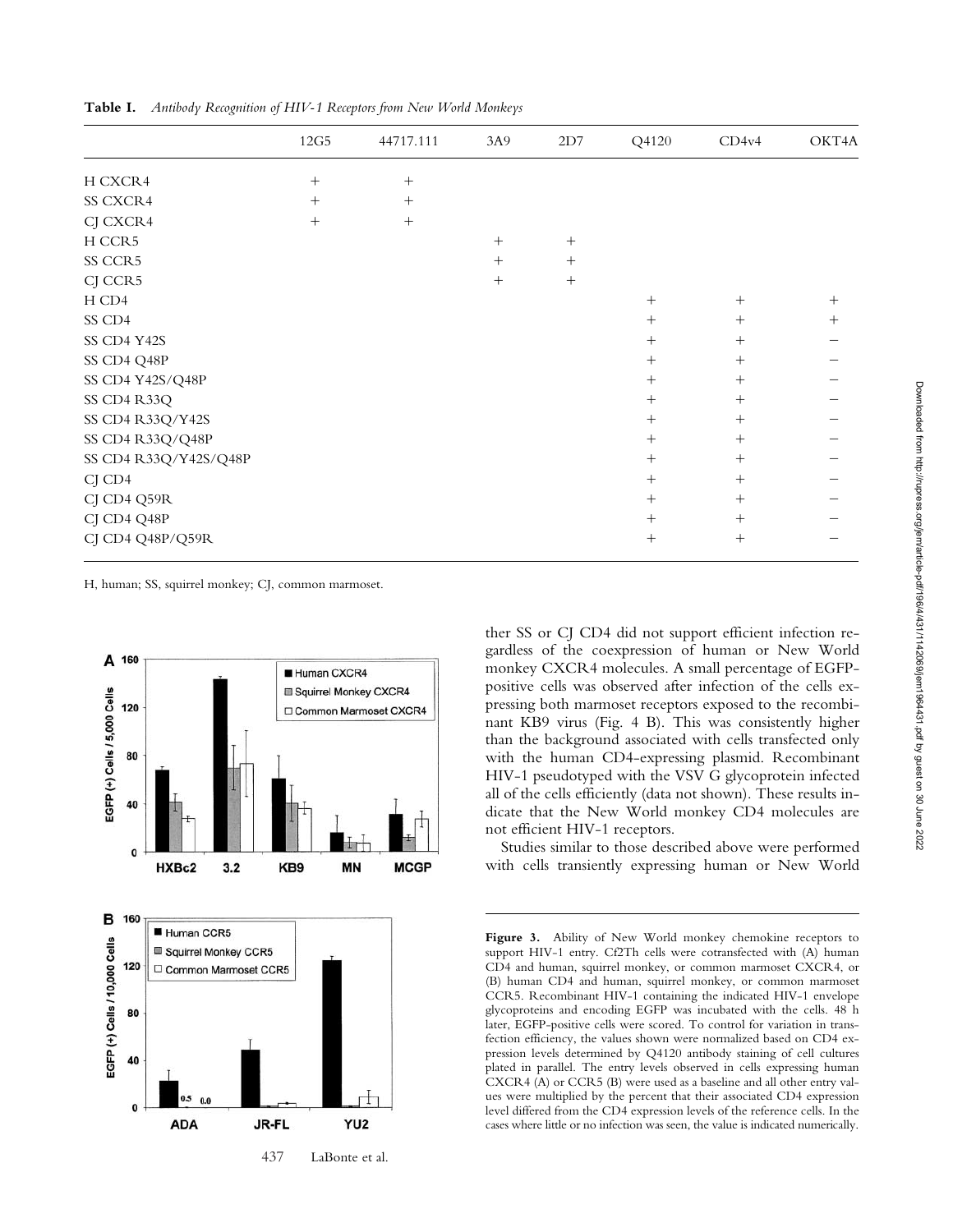**Table I.** *Antibody Recognition of HIV-1 Receptors from New World Monkeys*

| | 12G5 | 44717.111 | 3A9 | 2D7 | Q4120 | CD4v4 | OKT4A |
|---|---|---|---|---|---|---|---|
| H CXCR4 | + | + | | | | | |
| SS CXCR4 | + | + | | | | | |
| CJ CXCR4 | + | + | | | | | |
| H CCR5 | | | + | + | | | |
| SS CCR5 | | | + | + | | | |
| CJ CCR5 | | | + | + | | | |
| H CD4 | | | | | + | + | + |
| SS CD4 | | | | | + | + | + |
| SS CD4 Y42S | | | | | + | + | − |
| SS CD4 Q48P | | | | | + | + | − |
| SS CD4 Y42S/Q48P | | | | | + | + | − |
| SS CD4 R33Q | | | | | + | + | − |
| SS CD4 R33Q/Y42S | | | | | + | + | − |
| SS CD4 R33Q/Q48P | | | | | + | + | − |
| SS CD4 R33Q/Y42S/Q48P | | | | | + | + | − |
| CJ CD4 | | | | | + | + | − |
| CJ CD4 Q59R | | | | | + | + | − |
| CJ CD4 Q48P | | | | | + | + | − |
| CJ CD4 Q48P/Q59R | | | | | + | + | − |

H, human; SS, squirrel monkey; CJ, common marmoset.

ther SS or CJ CD4 did not support efficient infection regardless of the coexpression of human or New World monkey CXCR4 molecules. A small percentage of EGFP-positive cells was observed after infection of the cells expressing both marmoset receptors exposed to the recombinant KB9 virus (Fig. 4 B). This was consistently higher than the background associated with cells transfected only with the human CD4-expressing plasmid. Recombinant HIV-1 pseudotyped with the VSV G glycoprotein infected all of the cells efficiently (data not shown). These results indicate that the New World monkey CD4 molecules are not efficient HIV-1 receptors.

Studies similar to those described above were performed with cells transiently expressing human or New World

**Figure 3.** Ability of New World monkey chemokine receptors to support HIV-1 entry. Cf2Th cells were cotransfected with (A) human CD4 and human, squirrel monkey, or common marmoset CXCR4, or (B) human CD4 and human, squirrel monkey, or common marmoset CCR5. Recombinant HIV-1 containing the indicated HIV-1 envelope glycoproteins and encoding EGFP was incubated with the cells. 48 h later, EGFP-positive cells were scored. To control for variation in transfection efficiency, the values shown were normalized based on CD4 expression levels determined by Q4120 antibody staining of cell cultures plated in parallel. The entry levels observed in cells expressing human CXCR4 (A) or CCR5 (B) were used as a baseline and all other entry values were multiplied by the percent that their associated CD4 expression level differed from the CD4 expression levels of the reference cells. In the cases where little or no infection was seen, the value is indicated numerically.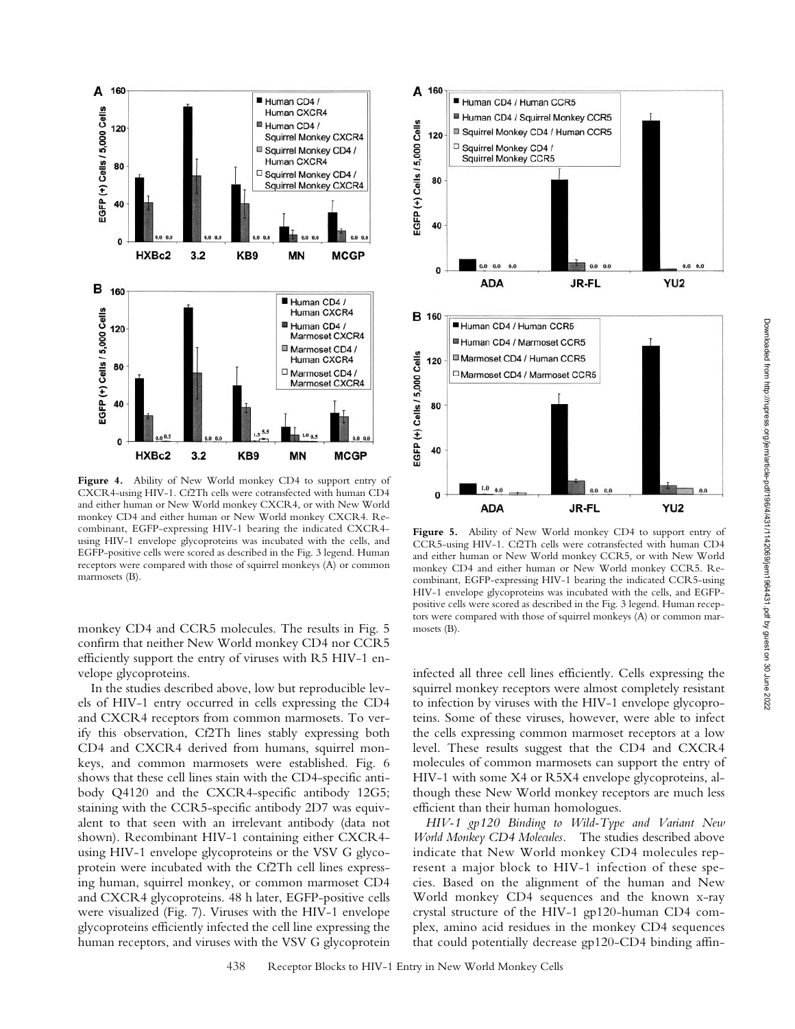**Figure 4.** Ability of New World monkey CD4 to support entry of CXCR4-using HIV-1. Cf2Th cells were cotransfected with human CD4 and either human or New World monkey CXCR4, or with New World monkey CD4 and either human or New World monkey CXCR4. Recombinant, EGFP-expressing HIV-1 bearing the indicated CXCR4-using HIV-1 envelope glycoproteins was incubated with the cells, and EGFP-positive cells were scored as described in the Fig. 3 legend. Human receptors were compared with those of squirrel monkeys (A) or common marmosets (B).

**Figure 5.** Ability of New World monkey CD4 to support entry of CCR5-using HIV-1. Cf2Th cells were cotransfected with human CD4 and either human or New World monkey CCR5, or with New World monkey CD4 and either human or New World monkey CCR5. Recombinant, EGFP-expressing HIV-1 bearing the indicated CCR5-using HIV-1 envelope glycoproteins was incubated with the cells, and EGFP-positive cells were scored as described in the Fig. 3 legend. Human receptors were compared with those of squirrel monkeys (A) or common marmosets (B).

monkey CD4 and CCR5 molecules. The results in Fig. 5 confirm that neither New World monkey CD4 nor CCR5 efficiently support the entry of viruses with R5 HIV-1 envelope glycoproteins.

In the studies described above, low but reproducible levels of HIV-1 entry occurred in cells expressing the CD4 and CXCR4 receptors from common marmosets. To verify this observation, Cf2Th lines stably expressing both CD4 and CXCR4 derived from humans, squirrel monkeys, and common marmosets were established. Fig. 6 shows that these cell lines stain with the CD4-specific antibody Q4120 and the CXCR4-specific antibody 12G5; staining with the CCR5-specific antibody 2D7 was equivalent to that seen with an irrelevant antibody (data not shown). Recombinant HIV-1 containing either CXCR4-using HIV-1 envelope glycoproteins or the VSV G glycoprotein were incubated with the Cf2Th cell lines expressing human, squirrel monkey, or common marmoset CD4 and CXCR4 glycoproteins. 48 h later, EGFP-positive cells were visualized (Fig. 7). Viruses with the HIV-1 envelope glycoproteins efficiently infected the cell line expressing the human receptors, and viruses with the VSV G glycoprotein infected all three cell lines efficiently. Cells expressing the squirrel monkey receptors were almost completely resistant to infection by viruses with the HIV-1 envelope glycoproteins. Some of these viruses, however, were able to infect the cells expressing common marmoset receptors at a low level. These results suggest that the CD4 and CXCR4 molecules of common marmosets can support the entry of HIV-1 with some X4 or R5X4 envelope glycoproteins, although these New World monkey receptors are much less efficient than their human homologues.

*HIV-1 gp120 Binding to Wild-Type and Variant New World Monkey CD4 Molecules.* The studies described above indicate that New World monkey CD4 molecules represent a major block to HIV-1 infection of these species. Based on the alignment of the human and New World monkey CD4 sequences and the known x-ray crystal structure of the HIV-1 gp120-human CD4 complex, amino acid residues in the monkey CD4 sequences that could potentially decrease gp120-CD4 binding affin-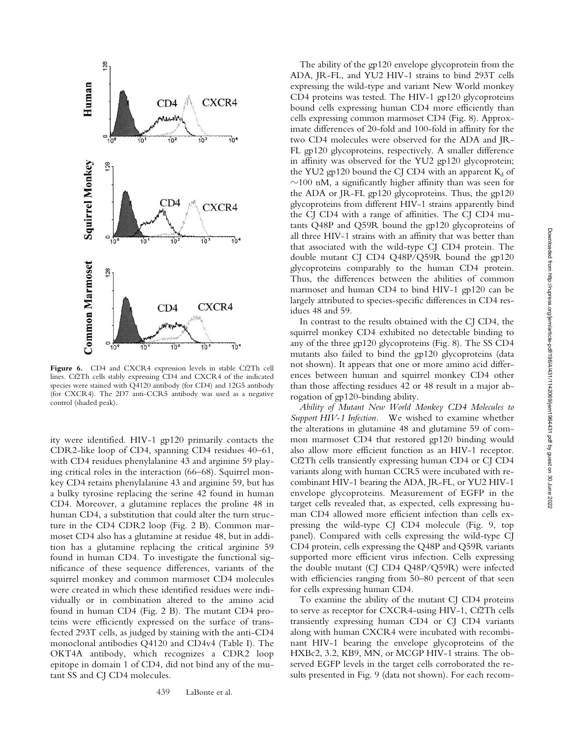**Figure 6.** CD4 and CXCR4 expression levels in stable Cf2Th cell lines. Cf2Th cells stably expressing CD4 and CXCR4 of the indicated species were stained with Q4120 antibody (for CD4) and 12G5 antibody (for CXCR4). The 2D7 anti-CCR5 antibody was used as a negative control (shaded peak).

ity were identified. HIV-1 gp120 primarily contacts the CDR2-like loop of CD4, spanning CD4 residues 40–61, with CD4 residues phenylalanine 43 and arginine 59 playing critical roles in the interaction (66–68). Squirrel monkey CD4 retains phenylalanine 43 and arginine 59, but has a bulky tyrosine replacing the serine 42 found in human CD4. Moreover, a glutamine replaces the proline 48 in human CD4, a substitution that could alter the turn structure in the CD4 CDR2 loop (Fig. 2 B). Common marmoset CD4 also has a glutamine at residue 48, but in addition has a glutamine replacing the critical arginine 59 found in human CD4. To investigate the functional significance of these sequence differences, variants of the squirrel monkey and common marmoset CD4 molecules were created in which these identified residues were individually or in combination altered to the amino acid found in human CD4 (Fig. 2 B). The mutant CD4 proteins were efficiently expressed on the surface of transfected 293T cells, as judged by staining with the anti-CD4 monoclonal antibodies Q4120 and CD4v4 (Table I). The OKT4A antibody, which recognizes a CDR2 loop epitope in domain 1 of CD4, did not bind any of the mutant SS and CJ CD4 molecules.

The ability of the gp120 envelope glycoprotein from the ADA, JR-FL, and YU2 HIV-1 strains to bind 293T cells expressing the wild-type and variant New World monkey CD4 proteins was tested. The HIV-1 gp120 glycoproteins bound cells expressing human CD4 more efficiently than cells expressing common marmoset CD4 (Fig. 8). Approximate differences of 20-fold and 100-fold in affinity for the two CD4 molecules were observed for the ADA and JR-FL gp120 glycoproteins, respectively. A smaller difference in affinity was observed for the YU2 gp120 glycoprotein; the YU2 gp120 bound the CJ CD4 with an apparent $K_d$ of ~100 nM, a significantly higher affinity than was seen for the ADA or JR-FL gp120 glycoproteins. Thus, the gp120 glycoproteins from different HIV-1 strains apparently bind the CJ CD4 with a range of affinities. The CJ CD4 mutants Q48P and Q59R bound the gp120 glycoproteins of all three HIV-1 strains with an affinity that was better than that associated with the wild-type CJ CD4 protein. The double mutant CJ CD4 Q48P/Q59R bound the gp120 glycoproteins comparably to the human CD4 protein. Thus, the differences between the abilities of common marmoset and human CD4 to bind HIV-1 gp120 can be largely attributed to species-specific differences in CD4 residues 48 and 59.

In contrast to the results obtained with the CJ CD4, the squirrel monkey CD4 exhibited no detectable binding to any of the three gp120 glycoproteins (Fig. 8). The SS CD4 mutants also failed to bind the gp120 glycoproteins (data not shown). It appears that one or more amino acid differences between human and squirrel monkey CD4 other than those affecting residues 42 or 48 result in a major abrogation of gp120-binding ability.

*Ability of Mutant New World Monkey CD4 Molecules to Support HIV-1 Infection.* We wished to examine whether the alterations in glutamine 48 and glutamine 59 of common marmoset CD4 that restored gp120 binding would also allow more efficient function as an HIV-1 receptor. Cf2Th cells transiently expressing human CD4 or CJ CD4 variants along with human CCR5 were incubated with recombinant HIV-1 bearing the ADA, JR-FL, or YU2 HIV-1 envelope glycoproteins. Measurement of EGFP in the target cells revealed that, as expected, cells expressing human CD4 allowed more efficient infection than cells expressing the wild-type CJ CD4 molecule (Fig. 9, top panel). Compared with cells expressing the wild-type CJ CD4 protein, cells expressing the Q48P and Q59R variants supported more efficient virus infection. Cells expressing the double mutant (CJ CD4 Q48P/Q59R) were infected with efficiencies ranging from 50–80 percent of that seen for cells expressing human CD4.

To examine the ability of the mutant CJ CD4 proteins to serve as receptor for CXCR4-using HIV-1, Cf2Th cells transiently expressing human CD4 or CJ CD4 variants along with human CXCR4 were incubated with recombinant HIV-1 bearing the envelope glycoproteins of the HXBc2, 3.2, KB9, MN, or MCGP HIV-1 strains. The observed EGFP levels in the target cells corroborated the results presented in Fig. 9 (data not shown). For each recom-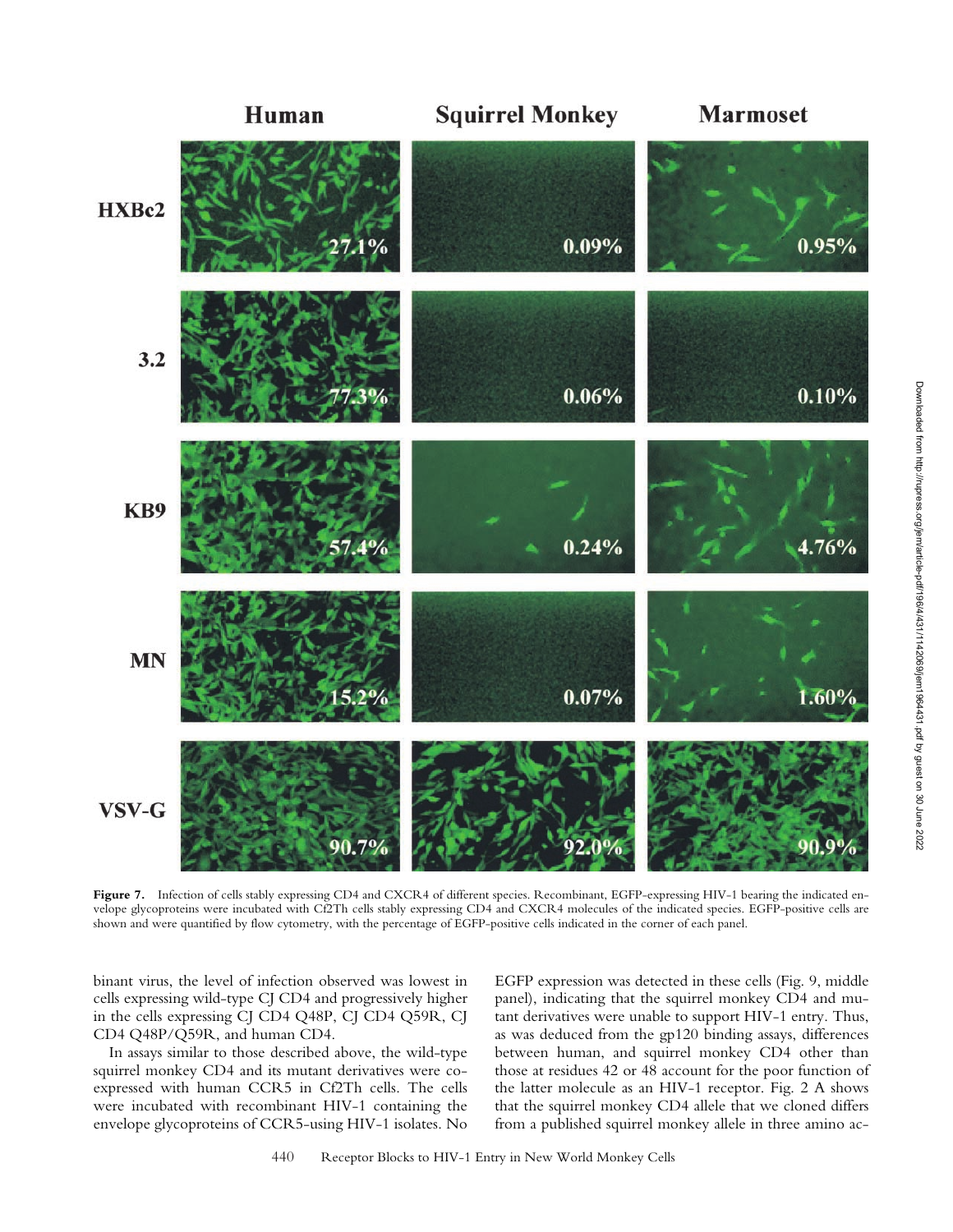**Figure 7.** Infection of cells stably expressing CD4 and CXCR4 of different species. Recombinant, EGFP-expressing HIV-1 bearing the indicated envelope glycoproteins were incubated with Cf2Th cells stably expressing CD4 and CXCR4 molecules of the indicated species. EGFP-positive cells are shown and were quantified by flow cytometry, with the percentage of EGFP-positive cells indicated in the corner of each panel.

binant virus, the level of infection observed was lowest in cells expressing wild-type CJ CD4 and progressively higher in the cells expressing CJ CD4 Q48P, CJ CD4 Q59R, CJ CD4 Q48P/Q59R, and human CD4.

In assays similar to those described above, the wild-type squirrel monkey CD4 and its mutant derivatives were coexpressed with human CCR5 in Cf2Th cells. The cells were incubated with recombinant HIV-1 containing the envelope glycoproteins of CCR5-using HIV-1 isolates. No EGFP expression was detected in these cells (Fig. 9, middle panel), indicating that the squirrel monkey CD4 and mutant derivatives were unable to support HIV-1 entry. Thus, as was deduced from the gp120 binding assays, differences between human, and squirrel monkey CD4 other than those at residues 42 or 48 account for the poor function of the latter molecule as an HIV-1 receptor. Fig. 2 A shows that the squirrel monkey CD4 allele that we cloned differs from a published squirrel monkey allele in three amino ac-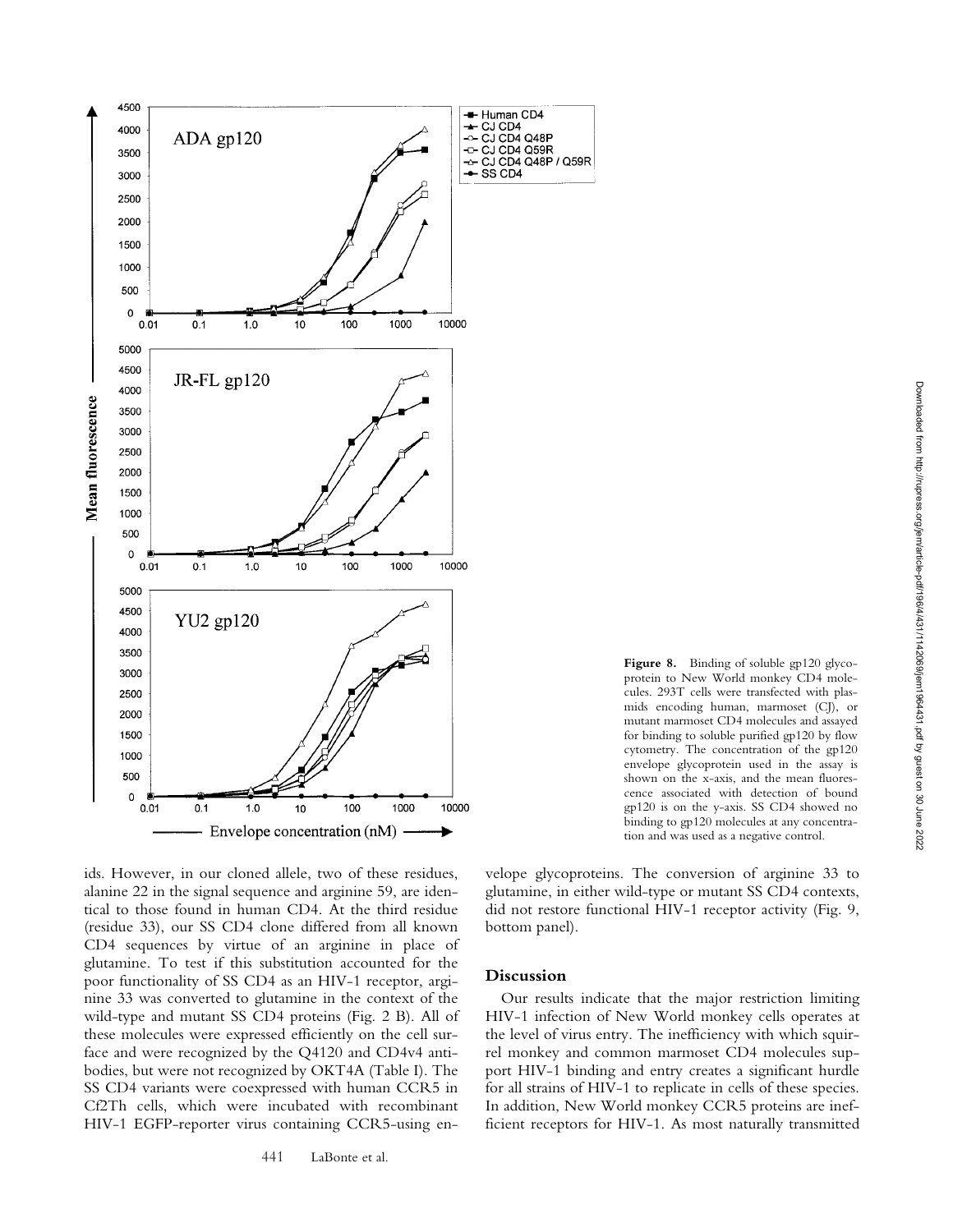**Figure 8.** Binding of soluble gp120 glycoprotein to New World monkey CD4 molecules. 293T cells were transfected with plasmids encoding human, marmoset (CJ), or mutant marmoset CD4 molecules and assayed for binding to soluble purified gp120 by flow cytometry. The concentration of the gp120 envelope glycoprotein used in the assay is shown on the x-axis, and the mean fluorescence associated with detection of bound gp120 is on the y-axis. SS CD4 showed no binding to gp120 molecules at any concentration and was used as a negative control.

ids. However, in our cloned allele, two of these residues, alanine 22 in the signal sequence and arginine 59, are identical to those found in human CD4. At the third residue (residue 33), our SS CD4 clone differed from all known CD4 sequences by virtue of an arginine in place of glutamine. To test if this substitution accounted for the poor functionality of SS CD4 as an HIV-1 receptor, arginine 33 was converted to glutamine in the context of the wild-type and mutant SS CD4 proteins (Fig. 2 B). All of these molecules were expressed efficiently on the cell surface and were recognized by the Q4120 and CD4v4 antibodies, but were not recognized by OKT4A (Table I). The SS CD4 variants were coexpressed with human CCR5 in Cf2Th cells, which were incubated with recombinant HIV-1 EGFP-reporter virus containing CCR5-using envelope glycoproteins. The conversion of arginine 33 to glutamine, in either wild-type or mutant SS CD4 contexts, did not restore functional HIV-1 receptor activity (Fig. 9, bottom panel).

## Discussion

Our results indicate that the major restriction limiting HIV-1 infection of New World monkey cells operates at the level of virus entry. The inefficiency with which squirrel monkey and common marmoset CD4 molecules support HIV-1 binding and entry creates a significant hurdle for all strains of HIV-1 to replicate in cells of these species. In addition, New World monkey CCR5 proteins are inefficient receptors for HIV-1. As most naturally transmitted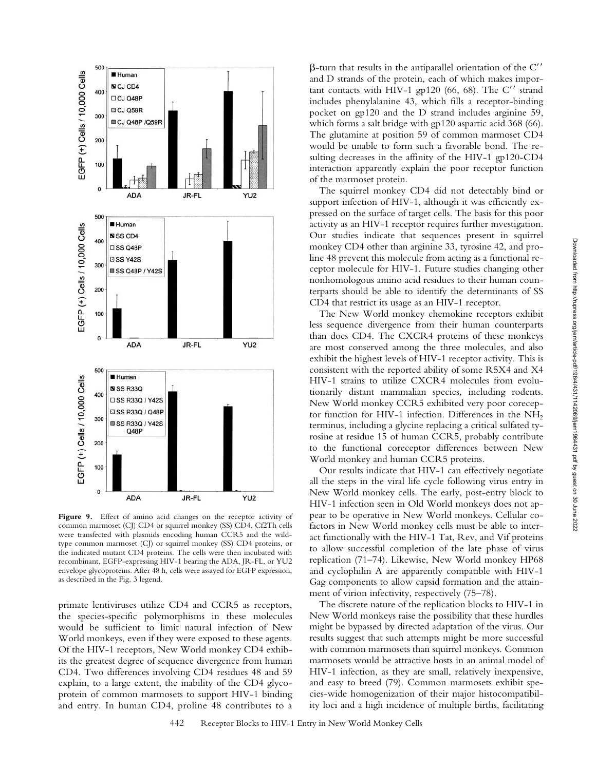Figure 9. Effect of amino acid changes on the receptor activity of common marmoset (CJ) CD4 or squirrel monkey (SS) CD4. Cf2Th cells were transfected with plasmids encoding human CCR5 and the wild-type common marmoset (CJ) or squirrel monkey (SS) CD4 proteins, or the indicated mutant CD4 proteins. The cells were then incubated with recombinant, EGFP-expressing HIV-1 bearing the ADA, JR-FL, or YU2 envelope glycoproteins. After 48 h, cells were assayed for EGFP expression, as described in the Fig. 3 legend.

primate lentiviruses utilize CD4 and CCR5 as receptors, the species-specific polymorphisms in these molecules would be sufficient to limit natural infection of New World monkeys, even if they were exposed to these agents. Of the HIV-1 receptors, New World monkey CD4 exhibits the greatest degree of sequence divergence from human CD4. Two differences involving CD4 residues 48 and 59 explain, to a large extent, the inability of the CD4 glycoprotein of common marmosets to support HIV-1 binding and entry. In human CD4, proline 48 contributes to a β-turn that results in the antiparallel orientation of the C″ and D strands of the protein, each of which makes important contacts with HIV-1 gp120 (66, 68). The C″ strand includes phenylalanine 43, which fills a receptor-binding pocket on gp120 and the D strand includes arginine 59, which forms a salt bridge with gp120 aspartic acid 368 (66). The glutamine at position 59 of common marmoset CD4 would be unable to form such a favorable bond. The resulting decreases in the affinity of the HIV-1 gp120-CD4 interaction apparently explain the poor receptor function of the marmoset protein.

The squirrel monkey CD4 did not detectably bind or support infection of HIV-1, although it was efficiently expressed on the surface of target cells. The basis for this poor activity as an HIV-1 receptor requires further investigation. Our studies indicate that sequences present in squirrel monkey CD4 other than arginine 33, tyrosine 42, and proline 48 prevent this molecule from acting as a functional receptor molecule for HIV-1. Future studies changing other nonhomologous amino acid residues to their human counterparts should be able to identify the determinants of SS CD4 that restrict its usage as an HIV-1 receptor.

The New World monkey chemokine receptors exhibit less sequence divergence from their human counterparts than does CD4. The CXCR4 proteins of these monkeys are most conserved among the three molecules, and also exhibit the highest levels of HIV-1 receptor activity. This is consistent with the reported ability of some R5X4 and X4 HIV-1 strains to utilize CXCR4 molecules from evolutionarily distant mammalian species, including rodents. New World monkey CCR5 exhibited very poor coreceptor function for HIV-1 infection. Differences in the $NH_2$ terminus, including a glycine replacing a critical sulfated tyrosine at residue 15 of human CCR5, probably contribute to the functional coreceptor differences between New World monkey and human CCR5 proteins.

Our results indicate that HIV-1 can effectively negotiate all the steps in the viral life cycle following virus entry in New World monkey cells. The early, post-entry block to HIV-1 infection seen in Old World monkeys does not appear to be operative in New World monkeys. Cellular cofactors in New World monkey cells must be able to interact functionally with the HIV-1 Tat, Rev, and Vif proteins to allow successful completion of the late phase of virus replication (71–74). Likewise, New World monkey HP68 and cyclophilin A are apparently compatible with HIV-1 Gag components to allow capsid formation and the attainment of virion infectivity, respectively (75–78).

The discrete nature of the replication blocks to HIV-1 in New World monkeys raise the possibility that these hurdles might be bypassed by directed adaptation of the virus. Our results suggest that such attempts might be more successful with common marmosets than squirrel monkeys. Common marmosets would be attractive hosts in an animal model of HIV-1 infection, as they are small, relatively inexpensive, and easy to breed (79). Common marmosets exhibit species-wide homogenization of their major histocompatibility loci and a high incidence of multiple births, facilitating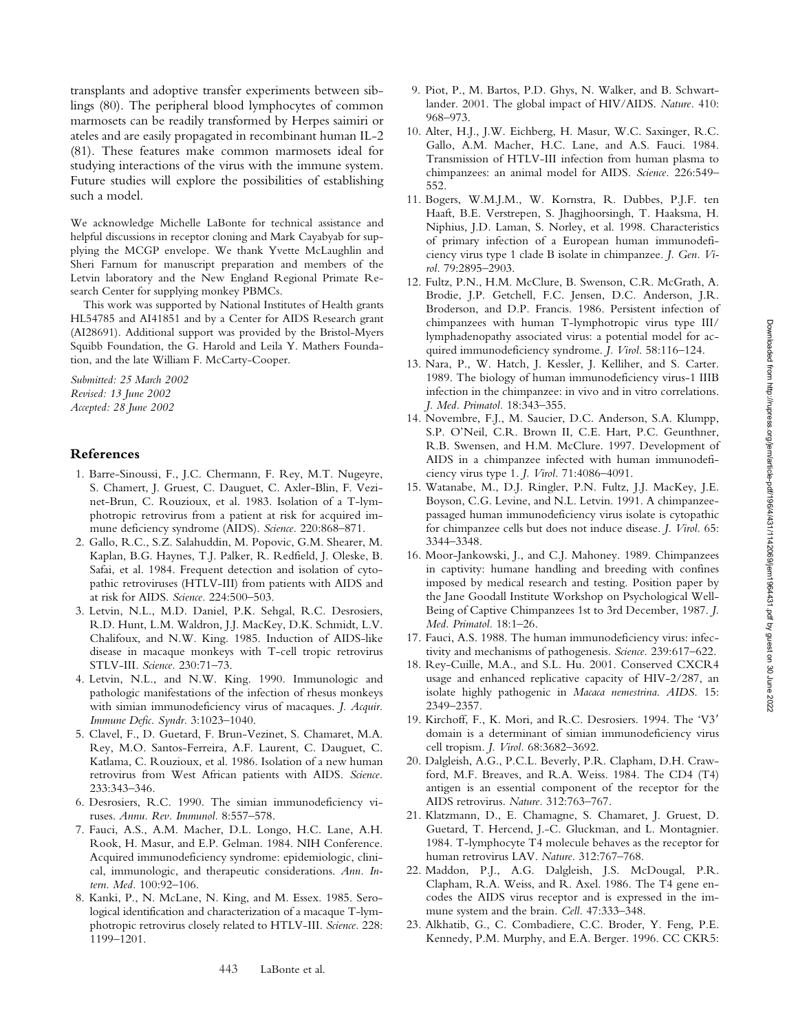transplants and adoptive transfer experiments between siblings (80). The peripheral blood lymphocytes of common marmosets can be readily transformed by Herpes saimiri or ateles and are easily propagated in recombinant human IL-2 (81). These features make common marmosets ideal for studying interactions of the virus with the immune system. Future studies will explore the possibilities of establishing such a model.

We acknowledge Michelle LaBonte for technical assistance and helpful discussions in receptor cloning and Mark Cayabyab for supplying the MCGP envelope. We thank Yvette McLaughlin and Sheri Farnum for manuscript preparation and members of the Letvin laboratory and the New England Regional Primate Research Center for supplying monkey PBMCs.

This work was supported by National Institutes of Health grants HL54785 and AI41851 and by a Center for AIDS Research grant (AI28691). Additional support was provided by the Bristol-Myers Squibb Foundation, the G. Harold and Leila Y. Mathers Foundation, and the late William F. McCarty-Cooper.

*Submitted: 25 March 2002*
*Revised: 13 June 2002*
*Accepted: 28 June 2002*

## References

1. Barre-Sinoussi, F., J.C. Chermann, F. Rey, M.T. Nugeyre, S. Chamert, J. Gruest, C. Dauguet, C. Axler-Blin, F. Vezinet-Brun, C. Rouzioux, et al. 1983. Isolation of a T-lymphotropic retrovirus from a patient at risk for acquired immune deficiency syndrome (AIDS). *Science.* 220:868–871.
2. Gallo, R.C., S.Z. Salahuddin, M. Popovic, G.M. Shearer, M. Kaplan, B.G. Haynes, T.J. Palker, R. Redfield, J. Oleske, B. Safai, et al. 1984. Frequent detection and isolation of cytopathic retroviruses (HTLV-III) from patients with AIDS and at risk for AIDS. *Science.* 224:500–503.
3. Letvin, N.L., M.D. Daniel, P.K. Sehgal, R.C. Desrosiers, R.D. Hunt, L.M. Waldron, J.J. MacKey, D.K. Schmidt, L.V. Chalifoux, and N.W. King. 1985. Induction of AIDS-like disease in macaque monkeys with T-cell tropic retrovirus STLV-III. *Science.* 230:71–73.
4. Letvin, N.L., and N.W. King. 1990. Immunologic and pathologic manifestations of the infection of rhesus monkeys with simian immunodeficiency virus of macaques. *J. Acquir. Immune Defic. Syndr.* 3:1023–1040.
5. Clavel, F., D. Guetard, F. Brun-Vezinet, S. Chamaret, M.A. Rey, M.O. Santos-Ferreira, A.F. Laurent, C. Dauguet, C. Katlama, C. Rouzioux, et al. 1986. Isolation of a new human retrovirus from West African patients with AIDS. *Science.* 233:343–346.
6. Desrosiers, R.C. 1990. The simian immunodeficiency viruses. *Annu. Rev. Immunol.* 8:557–578.
7. Fauci, A.S., A.M. Macher, D.L. Longo, H.C. Lane, A.H. Rook, H. Masur, and E.P. Gelman. 1984. NIH Conference. Acquired immunodeficiency syndrome: epidemiologic, clinical, immunologic, and therapeutic considerations. *Ann. Intern. Med.* 100:92–106.
8. Kanki, P., N. McLane, N. King, and M. Essex. 1985. Serological identification and characterization of a macaque T-lymphotropic retrovirus closely related to HTLV-III. *Science.* 228: 1199–1201.
9. Piot, P., M. Bartos, P.D. Ghys, N. Walker, and B. Schwartlander. 2001. The global impact of HIV/AIDS. *Nature.* 410: 968–973.
10. Alter, H.J., J.W. Eichberg, H. Masur, W.C. Saxinger, R.C. Gallo, A.M. Macher, H.C. Lane, and A.S. Fauci. 1984. Transmission of HTLV-III infection from human plasma to chimpanzees: an animal model for AIDS. *Science.* 226:549–552.
11. Bogers, W.M.J.M., W. Kornstra, R. Dubbes, P.J.F. ten Haaft, B.E. Verstrepen, S. Jhagjhoorsingh, T. Haaksma, H. Niphius, J.D. Laman, S. Norley, et al. 1998. Characteristics of primary infection of a European human immunodeficiency virus type 1 clade B isolate in chimpanzee. *J. Gen. Virol.* 79:2895–2903.
12. Fultz, P.N., H.M. McClure, B. Swenson, C.R. McGrath, A. Brodie, J.P. Getchell, F.C. Jensen, D.C. Anderson, J.R. Broderson, and D.P. Francis. 1986. Persistent infection of chimpanzees with human T-lymphotropic virus type III/lymphadenopathy associated virus: a potential model for acquired immunodeficiency syndrome. *J. Virol.* 58:116–124.
13. Nara, P., W. Hatch, J. Kessler, J. Kelliher, and S. Carter. 1989. The biology of human immunodeficiency virus-1 IIIB infection in the chimpanzee: in vivo and in vitro correlations. *J. Med. Primatol.* 18:343–355.
14. Novembre, F.J., M. Saucier, D.C. Anderson, S.A. Klumpp, S.P. O'Neil, C.R. Brown II, C.E. Hart, P.C. Geunthner, R.B. Swensen, and H.M. McClure. 1997. Development of AIDS in a chimpanzee infected with human immunodeficiency virus type 1. *J. Virol.* 71:4086–4091.
15. Watanabe, M., D.J. Ringler, P.N. Fultz, J.J. MacKey, J.E. Boyson, C.G. Levine, and N.L. Letvin. 1991. A chimpanzee-passaged human immunodeficiency virus isolate is cytopathic for chimpanzee cells but does not induce disease. *J. Virol.* 65: 3344–3348.
16. Moor-Jankowski, J., and C.J. Mahoney. 1989. Chimpanzees in captivity: humane handling and breeding with confines imposed by medical research and testing. Position paper by the Jane Goodall Institute Workshop on Psychological Well-Being of Captive Chimpanzees 1st to 3rd December, 1987. *J. Med. Primatol.* 18:1–26.
17. Fauci, A.S. 1988. The human immunodeficiency virus: infectivity and mechanisms of pathogenesis. *Science.* 239:617–622.
18. Rey-Cuille, M.A., and S.L. Hu. 2001. Conserved CXCR4 usage and enhanced replicative capacity of HIV-2/287, an isolate highly pathogenic in *Macaca nemestrina. AIDS.* 15: 2349–2357.
19. Kirchoff, F., K. Mori, and R.C. Desrosiers. 1994. The 'V3' domain is a determinant of simian immunodeficiency virus cell tropism. *J. Virol.* 68:3682–3692.
20. Dalgleish, A.G., P.C.L. Beverly, P.R. Clapham, D.H. Crawford, M.F. Breaves, and R.A. Weiss. 1984. The CD4 (T4) antigen is an essential component of the receptor for the AIDS retrovirus. *Nature.* 312:763–767.
21. Klatzmann, D., E. Chamagne, S. Chamaret, J. Gruest, D. Guetard, T. Hercend, J.-C. Gluckman, and L. Montagnier. 1984. T-lymphocyte T4 molecule behaves as the receptor for human retrovirus LAV. *Nature.* 312:767–768.
22. Maddon, P.J., A.G. Dalgleish, J.S. McDougal, P.R. Clapham, R.A. Weiss, and R. Axel. 1986. The T4 gene encodes the AIDS virus receptor and is expressed in the immune system and the brain. *Cell.* 47:333–348.
23. Alkhatib, G., C. Combadiere, C.C. Broder, Y. Feng, P.E. Kennedy, P.M. Murphy, and E.A. Berger. 1996. CC CKR5: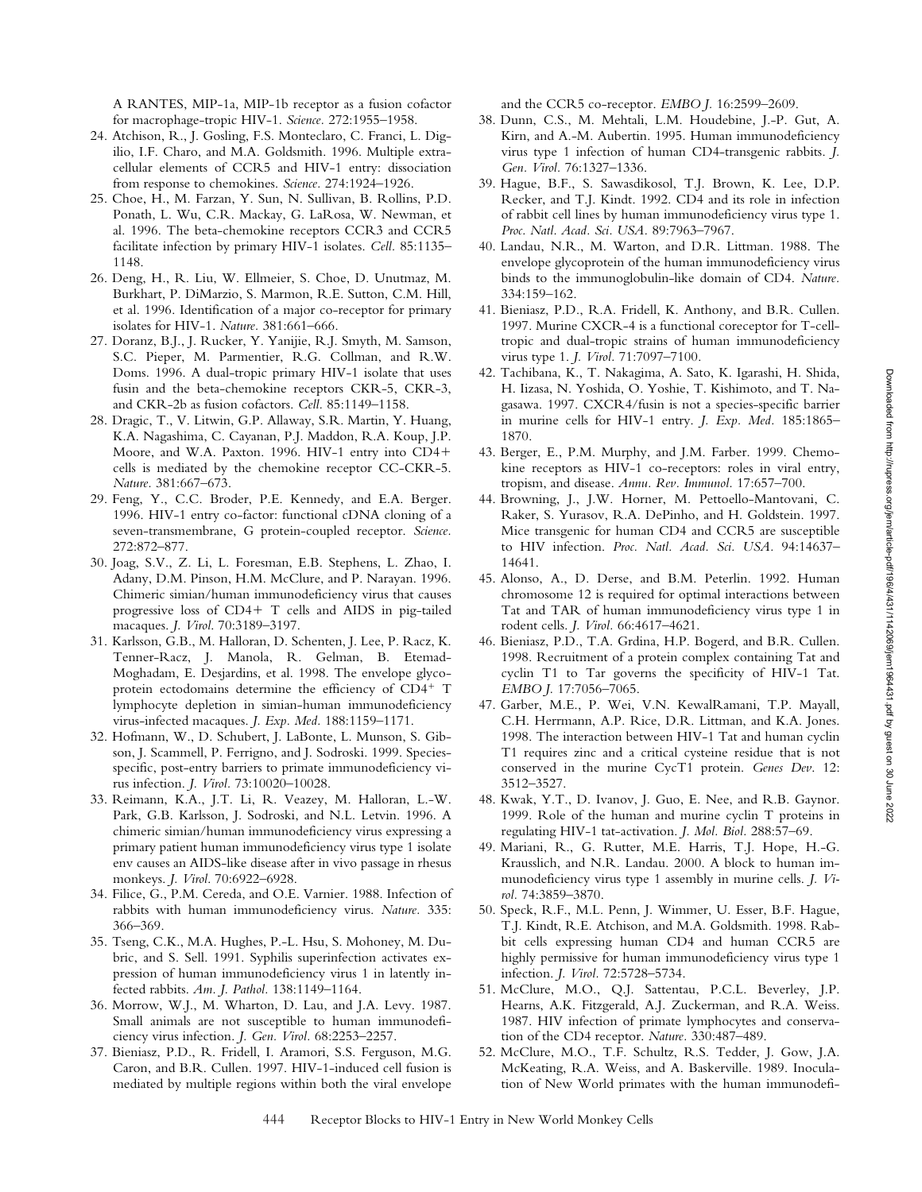A RANTES, MIP-1a, MIP-1b receptor as a fusion cofactor for macrophage-tropic HIV-1. *Science.* 272:1955–1958.

24. Atchison, R., J. Gosling, F.S. Monteclaro, C. Franci, L. Digilio, I.F. Charo, and M.A. Goldsmith. 1996. Multiple extracellular elements of CCR5 and HIV-1 entry: dissociation from response to chemokines. *Science.* 274:1924–1926.
25. Choe, H., M. Farzan, Y. Sun, N. Sullivan, B. Rollins, P.D. Ponath, L. Wu, C.R. Mackay, G. LaRosa, W. Newman, et al. 1996. The beta-chemokine receptors CCR3 and CCR5 facilitate infection by primary HIV-1 isolates. *Cell.* 85:1135–1148.
26. Deng, H., R. Liu, W. Ellmeier, S. Choe, D. Unutmaz, M. Burkhart, P. DiMarzio, S. Marmon, R.E. Sutton, C.M. Hill, et al. 1996. Identification of a major co-receptor for primary isolates for HIV-1. *Nature.* 381:661–666.
27. Doranz, B.J., J. Rucker, Y. Yanijie, R.J. Smyth, M. Samson, S.C. Pieper, M. Parmentier, R.G. Collman, and R.W. Doms. 1996. A dual-tropic primary HIV-1 isolate that uses fusin and the beta-chemokine receptors CKR-5, CKR-3, and CKR-2b as fusion cofactors. *Cell.* 85:1149–1158.
28. Dragic, T., V. Litwin, G.P. Allaway, S.R. Martin, Y. Huang, K.A. Nagashima, C. Cayanan, P.J. Maddon, R.A. Koup, J.P. Moore, and W.A. Paxton. 1996. HIV-1 entry into CD4+ cells is mediated by the chemokine receptor CC-CKR-5. *Nature.* 381:667–673.
29. Feng, Y., C.C. Broder, P.E. Kennedy, and E.A. Berger. 1996. HIV-1 entry co-factor: functional cDNA cloning of a seven-transmembrane, G protein-coupled receptor. *Science.* 272:872–877.
30. Joag, S.V., Z. Li, L. Foresman, E.B. Stephens, L. Zhao, I. Adany, D.M. Pinson, H.M. McClure, and P. Narayan. 1996. Chimeric simian/human immunodeficiency virus that causes progressive loss of CD4+ T cells and AIDS in pig-tailed macaques. *J. Virol.* 70:3189–3197.
31. Karlsson, G.B., M. Halloran, D. Schenten, J. Lee, P. Racz, K. Tenner-Racz, J. Manola, R. Gelman, B. Etemad-Moghadam, E. Desjardins, et al. 1998. The envelope glycoprotein ectodomains determine the efficiency of $CD4^+$ T lymphocyte depletion in simian-human immunodeficiency virus-infected macaques. *J. Exp. Med.* 188:1159–1171.
32. Hofmann, W., D. Schubert, J. LaBonte, L. Munson, S. Gibson, J. Scammell, P. Ferrigno, and J. Sodroski. 1999. Species-specific, post-entry barriers to primate immunodeficiency virus infection. *J. Virol.* 73:10020–10028.
33. Reimann, K.A., J.T. Li, R. Veazey, M. Halloran, L.-W. Park, G.B. Karlsson, J. Sodroski, and N.L. Letvin. 1996. A chimeric simian/human immunodeficiency virus expressing a primary patient human immunodeficiency virus type 1 isolate env causes an AIDS-like disease after in vivo passage in rhesus monkeys. *J. Virol.* 70:6922–6928.
34. Filice, G., P.M. Cereda, and O.E. Varnier. 1988. Infection of rabbits with human immunodeficiency virus. *Nature.* 335: 366–369.
35. Tseng, C.K., M.A. Hughes, P.-L. Hsu, S. Mohoney, M. Dubric, and S. Sell. 1991. Syphilis superinfection activates expression of human immunodeficiency virus 1 in latently infected rabbits. *Am. J. Pathol.* 138:1149–1164.
36. Morrow, W.J., M. Wharton, D. Lau, and J.A. Levy. 1987. Small animals are not susceptible to human immunodeficiency virus infection. *J. Gen. Virol.* 68:2253–2257.
37. Bieniasz, P.D., R. Fridell, I. Aramori, S.S. Ferguson, M.G. Caron, and B.R. Cullen. 1997. HIV-1-induced cell fusion is mediated by multiple regions within both the viral envelope and the CCR5 co-receptor. *EMBO J.* 16:2599–2609.
38. Dunn, C.S., M. Mehtali, L.M. Houdebine, J.-P. Gut, A. Kirn, and A.-M. Aubertin. 1995. Human immunodeficiency virus type 1 infection of human CD4-transgenic rabbits. *J. Gen. Virol.* 76:1327–1336.
39. Hague, B.F., S. Sawasdikosol, T.J. Brown, K. Lee, D.P. Recker, and T.J. Kindt. 1992. CD4 and its role in infection of rabbit cell lines by human immunodeficiency virus type 1. *Proc. Natl. Acad. Sci. USA.* 89:7963–7967.
40. Landau, N.R., M. Warton, and D.R. Littman. 1988. The envelope glycoprotein of the human immunodeficiency virus binds to the immunoglobulin-like domain of CD4. *Nature.* 334:159–162.
41. Bieniasz, P.D., R.A. Fridell, K. Anthony, and B.R. Cullen. 1997. Murine CXCR-4 is a functional coreceptor for T-cell-tropic and dual-tropic strains of human immunodeficiency virus type 1. *J. Virol.* 71:7097–7100.
42. Tachibana, K., T. Nakagima, A. Sato, K. Igarashi, H. Shida, H. Iizasa, N. Yoshida, O. Yoshie, T. Kishimoto, and T. Nagasawa. 1997. CXCR4/fusin is not a species-specific barrier in murine cells for HIV-1 entry. *J. Exp. Med.* 185:1865–1870.
43. Berger, E., P.M. Murphy, and J.M. Farber. 1999. Chemokine receptors as HIV-1 co-receptors: roles in viral entry, tropism, and disease. *Annu. Rev. Immunol.* 17:657–700.
44. Browning, J., J.W. Horner, M. Pettoello-Mantovani, C. Raker, S. Yurasov, R.A. DePinho, and H. Goldstein. 1997. Mice transgenic for human CD4 and CCR5 are susceptible to HIV infection. *Proc. Natl. Acad. Sci. USA.* 94:14637–14641.
45. Alonso, A., D. Derse, and B.M. Peterlin. 1992. Human chromosome 12 is required for optimal interactions between Tat and TAR of human immunodeficiency virus type 1 in rodent cells. *J. Virol.* 66:4617–4621.
46. Bieniasz, P.D., T.A. Grdina, H.P. Bogerd, and B.R. Cullen. 1998. Recruitment of a protein complex containing Tat and cyclin T1 to Tar governs the specificity of HIV-1 Tat. *EMBO J.* 17:7056–7065.
47. Garber, M.E., P. Wei, V.N. KewalRamani, T.P. Mayall, C.H. Herrmann, A.P. Rice, D.R. Littman, and K.A. Jones. 1998. The interaction between HIV-1 Tat and human cyclin T1 requires zinc and a critical cysteine residue that is not conserved in the murine CycT1 protein. *Genes Dev.* 12: 3512–3527.
48. Kwak, Y.T., D. Ivanov, J. Guo, E. Nee, and R.B. Gaynor. 1999. Role of the human and murine cyclin T proteins in regulating HIV-1 tat-activation. *J. Mol. Biol.* 288:57–69.
49. Mariani, R., G. Rutter, M.E. Harris, T.J. Hope, H.-G. Krausslich, and N.R. Landau. 2000. A block to human immunodeficiency virus type 1 assembly in murine cells. *J. Virol.* 74:3859–3870.
50. Speck, R.F., M.L. Penn, J. Wimmer, U. Esser, B.F. Hague, T.J. Kindt, R.E. Atchison, and M.A. Goldsmith. 1998. Rabbit cells expressing human CD4 and human CCR5 are highly permissive for human immunodeficiency virus type 1 infection. *J. Virol.* 72:5728–5734.
51. McClure, M.O., Q.J. Sattentau, P.C.L. Beverley, J.P. Hearns, A.K. Fitzgerald, A.J. Zuckerman, and R.A. Weiss. 1987. HIV infection of primate lymphocytes and conservation of the CD4 receptor. *Nature.* 330:487–489.
52. McClure, M.O., T.F. Schultz, R.S. Tedder, J. Gow, J.A. McKeating, R.A. Weiss, and A. Baskerville. 1989. Inoculation of New World primates with the human immunodefi-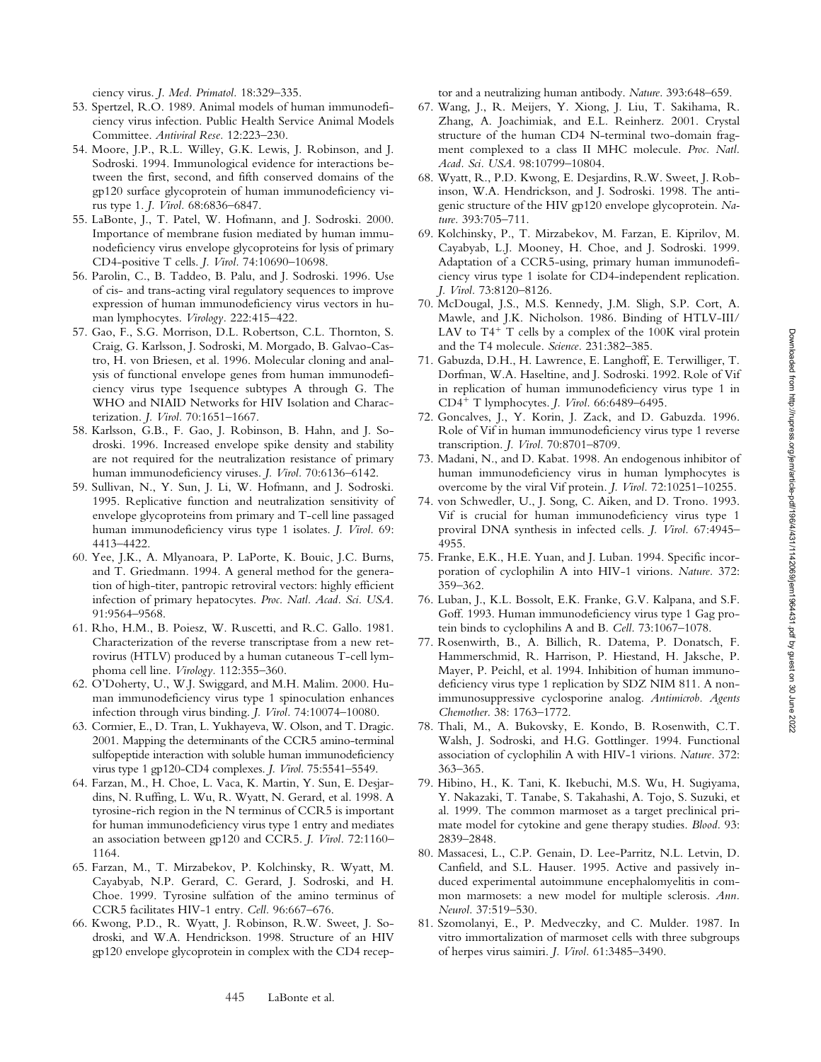ciency virus. *J. Med. Primatol.* 18:329–335.

53. Spertzel, R.O. 1989. Animal models of human immunodeficiency virus infection. Public Health Service Animal Models Committee. *Antiviral Rese.* 12:223–230.
54. Moore, J.P., R.L. Willey, G.K. Lewis, J. Robinson, and J. Sodroski. 1994. Immunological evidence for interactions between the first, second, and fifth conserved domains of the gp120 surface glycoprotein of human immunodeficiency virus type 1. *J. Virol.* 68:6836–6847.
55. LaBonte, J., T. Patel, W. Hofmann, and J. Sodroski. 2000. Importance of membrane fusion mediated by human immunodeficiency virus envelope glycoproteins for lysis of primary CD4-positive T cells. *J. Virol.* 74:10690–10698.
56. Parolin, C., B. Taddeo, B. Palu, and J. Sodroski. 1996. Use of cis- and trans-acting viral regulatory sequences to improve expression of human immunodeficiency virus vectors in human lymphocytes. *Virology.* 222:415–422.
57. Gao, F., S.G. Morrison, D.L. Robertson, C.L. Thornton, S. Craig, G. Karlsson, J. Sodroski, M. Morgado, B. Galvao-Castro, H. von Briesen, et al. 1996. Molecular cloning and analysis of functional envelope genes from human immunodeficiency virus type 1sequence subtypes A through G. The WHO and NIAID Networks for HIV Isolation and Characterization. *J. Virol.* 70:1651–1667.
58. Karlsson, G.B., F. Gao, J. Robinson, B. Hahn, and J. Sodroski. 1996. Increased envelope spike density and stability are not required for the neutralization resistance of primary human immunodeficiency viruses. *J. Virol.* 70:6136–6142.
59. Sullivan, N., Y. Sun, J. Li, W. Hofmann, and J. Sodroski. 1995. Replicative function and neutralization sensitivity of envelope glycoproteins from primary and T-cell line passaged human immunodeficiency virus type 1 isolates. *J. Virol.* 69: 4413–4422.
60. Yee, J.K., A. Mlyanoara, P. LaPorte, K. Bouic, J.C. Burns, and T. Griedmann. 1994. A general method for the generation of high-titer, pantropic retroviral vectors: highly efficient infection of primary hepatocytes. *Proc. Natl. Acad. Sci. USA.* 91:9564–9568.
61. Rho, H.M., B. Poiesz, W. Ruscetti, and R.C. Gallo. 1981. Characterization of the reverse transcriptase from a new retrovirus (HTLV) produced by a human cutaneous T-cell lymphoma cell line. *Virology.* 112:355–360.
62. O'Doherty, U., W.J. Swiggard, and M.H. Malim. 2000. Human immunodeficiency virus type 1 spinoculation enhances infection through virus binding. *J. Virol.* 74:10074–10080.
63. Cormier, E., D. Tran, L. Yukhayeva, W. Olson, and T. Dragic. 2001. Mapping the determinants of the CCR5 amino-terminal sulfopeptide interaction with soluble human immunodeficiency virus type 1 gp120-CD4 complexes. *J. Virol.* 75:5541–5549.
64. Farzan, M., H. Choe, L. Vaca, K. Martin, Y. Sun, E. Desjardins, N. Ruffing, L. Wu, R. Wyatt, N. Gerard, et al. 1998. A tyrosine-rich region in the N terminus of CCR5 is important for human immunodeficiency virus type 1 entry and mediates an association between gp120 and CCR5. *J. Virol.* 72:1160–1164.
65. Farzan, M., T. Mirzabekov, P. Kolchinsky, R. Wyatt, M. Cayabyab, N.P. Gerard, C. Gerard, J. Sodroski, and H. Choe. 1999. Tyrosine sulfation of the amino terminus of CCR5 facilitates HIV-1 entry. *Cell.* 96:667–676.
66. Kwong, P.D., R. Wyatt, J. Robinson, R.W. Sweet, J. Sodroski, and W.A. Hendrickson. 1998. Structure of an HIV gp120 envelope glycoprotein in complex with the CD4 receptor and a neutralizing human antibody. *Nature.* 393:648–659.
67. Wang, J., R. Meijers, Y. Xiong, J. Liu, T. Sakihama, R. Zhang, A. Joachimiak, and E.L. Reinherz. 2001. Crystal structure of the human CD4 N-terminal two-domain fragment complexed to a class II MHC molecule. *Proc. Natl. Acad. Sci. USA.* 98:10799–10804.
68. Wyatt, R., P.D. Kwong, E. Desjardins, R.W. Sweet, J. Robinson, W.A. Hendrickson, and J. Sodroski. 1998. The antigenic structure of the HIV gp120 envelope glycoprotein. *Nature.* 393:705–711.
69. Kolchinsky, P., T. Mirzabekov, M. Farzan, E. Kiprilov, M. Cayabyab, L.J. Mooney, H. Choe, and J. Sodroski. 1999. Adaptation of a CCR5-using, primary human immunodeficiency virus type 1 isolate for CD4-independent replication. *J. Virol.* 73:8120–8126.
70. McDougal, J.S., M.S. Kennedy, J.M. Sligh, S.P. Cort, A. Mawle, and J.K. Nicholson. 1986. Binding of HTLV-III/LAV to $T4^{+}$ T cells by a complex of the 100K viral protein and the T4 molecule. *Science.* 231:382–385.
71. Gabuzda, D.H., H. Lawrence, E. Langhoff, E. Terwilliger, T. Dorfman, W.A. Haseltine, and J. Sodroski. 1992. Role of Vif in replication of human immunodeficiency virus type 1 in $CD4^{+}$ T lymphocytes. *J. Virol.* 66:6489–6495.
72. Goncalves, J., Y. Korin, J. Zack, and D. Gabuzda. 1996. Role of Vif in human immunodeficiency virus type 1 reverse transcription. *J. Virol.* 70:8701–8709.
73. Madani, N., and D. Kabat. 1998. An endogenous inhibitor of human immunodeficiency virus in human lymphocytes is overcome by the viral Vif protein. *J. Virol.* 72:10251–10255.
74. von Schwedler, U., J. Song, C. Aiken, and D. Trono. 1993. Vif is crucial for human immunodeficiency virus type 1 proviral DNA synthesis in infected cells. *J. Virol.* 67:4945–4955.
75. Franke, E.K., H.E. Yuan, and J. Luban. 1994. Specific incorporation of cyclophilin A into HIV-1 virions. *Nature.* 372: 359–362.
76. Luban, J., K.L. Bossolt, E.K. Franke, G.V. Kalpana, and S.F. Goff. 1993. Human immunodeficiency virus type 1 Gag protein binds to cyclophilins A and B. *Cell.* 73:1067–1078.
77. Rosenwirth, B., A. Billich, R. Datema, P. Donatsch, F. Hammerschmid, R. Harrison, P. Hiestand, H. Jaksche, P. Mayer, P. Peichl, et al. 1994. Inhibition of human immunodeficiency virus type 1 replication by SDZ NIM 811. A nonimmunosuppressive cyclosporine analog. *Antimicrob. Agents Chemother.* 38: 1763–1772.
78. Thali, M., A. Bukovsky, E. Kondo, B. Rosenwith, C.T. Walsh, J. Sodroski, and H.G. Gottlinger. 1994. Functional association of cyclophilin A with HIV-1 virions. *Nature.* 372: 363–365.
79. Hibino, H., K. Tani, K. Ikebuchi, M.S. Wu, H. Sugiyama, Y. Nakazaki, T. Tanabe, S. Takahashi, A. Tojo, S. Suzuki, et al. 1999. The common marmoset as a target preclinical primate model for cytokine and gene therapy studies. *Blood.* 93: 2839–2848.
80. Massacesi, L., C.P. Genain, D. Lee-Parritz, N.L. Letvin, D. Canfield, and S.L. Hauser. 1995. Active and passively induced experimental autoimmune encephalomyelitis in common marmosets: a new model for multiple sclerosis. *Ann. Neurol.* 37:519–530.
81. Szomolanyi, E., P. Medveczky, and C. Mulder. 1987. In vitro immortalization of marmoset cells with three subgroups of herpes virus saimiri. *J. Virol.* 61:3485–3490.